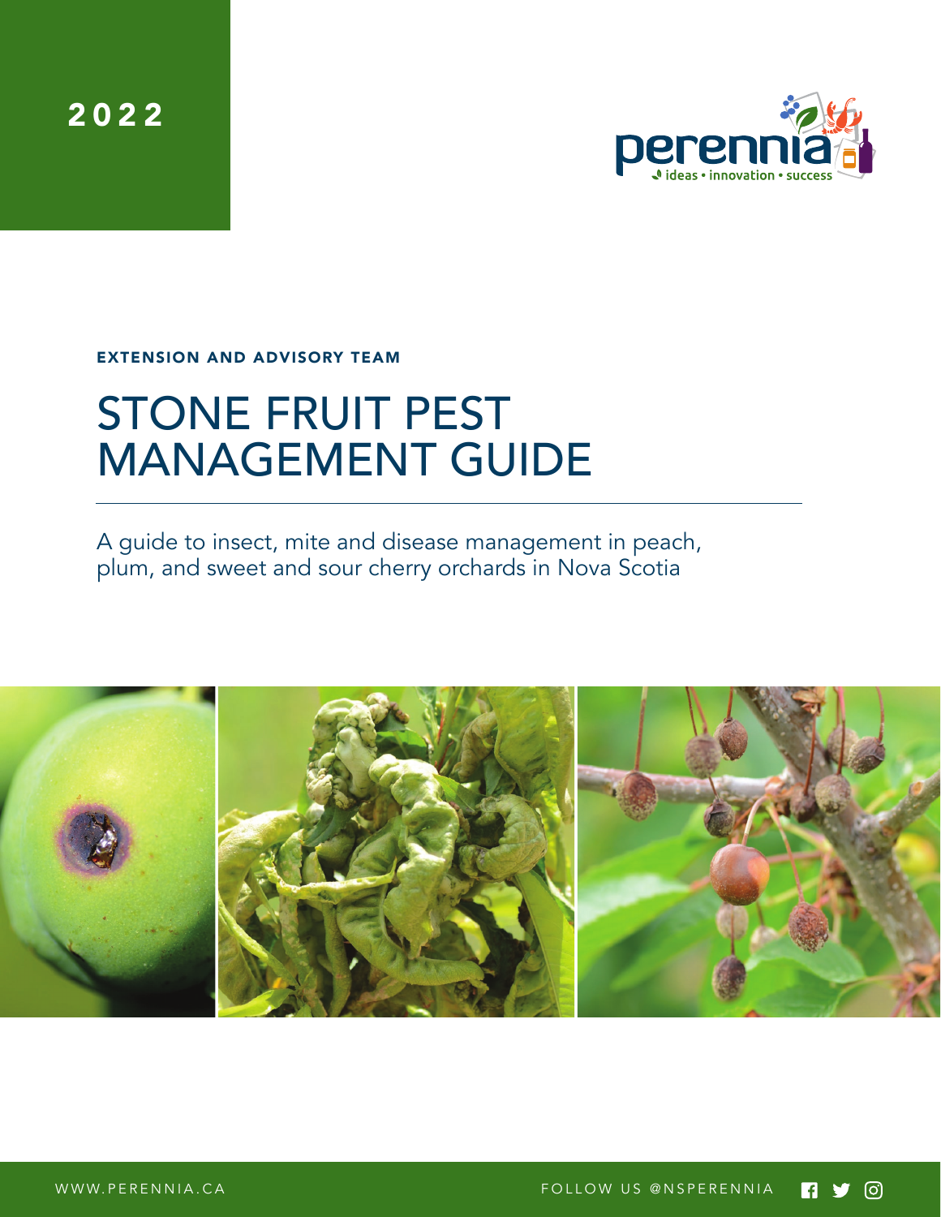2022

perennia
ideas • innovation • success

EXTENSION AND ADVISORY TEAM

# STONE FRUIT PEST MANAGEMENT GUIDE

A guide to insect, mite and disease management in peach, plum, and sweet and sour cherry orchards in Nova Scotia

WWW.PERENNIA.CA FOLLOW US @NSPERENNIA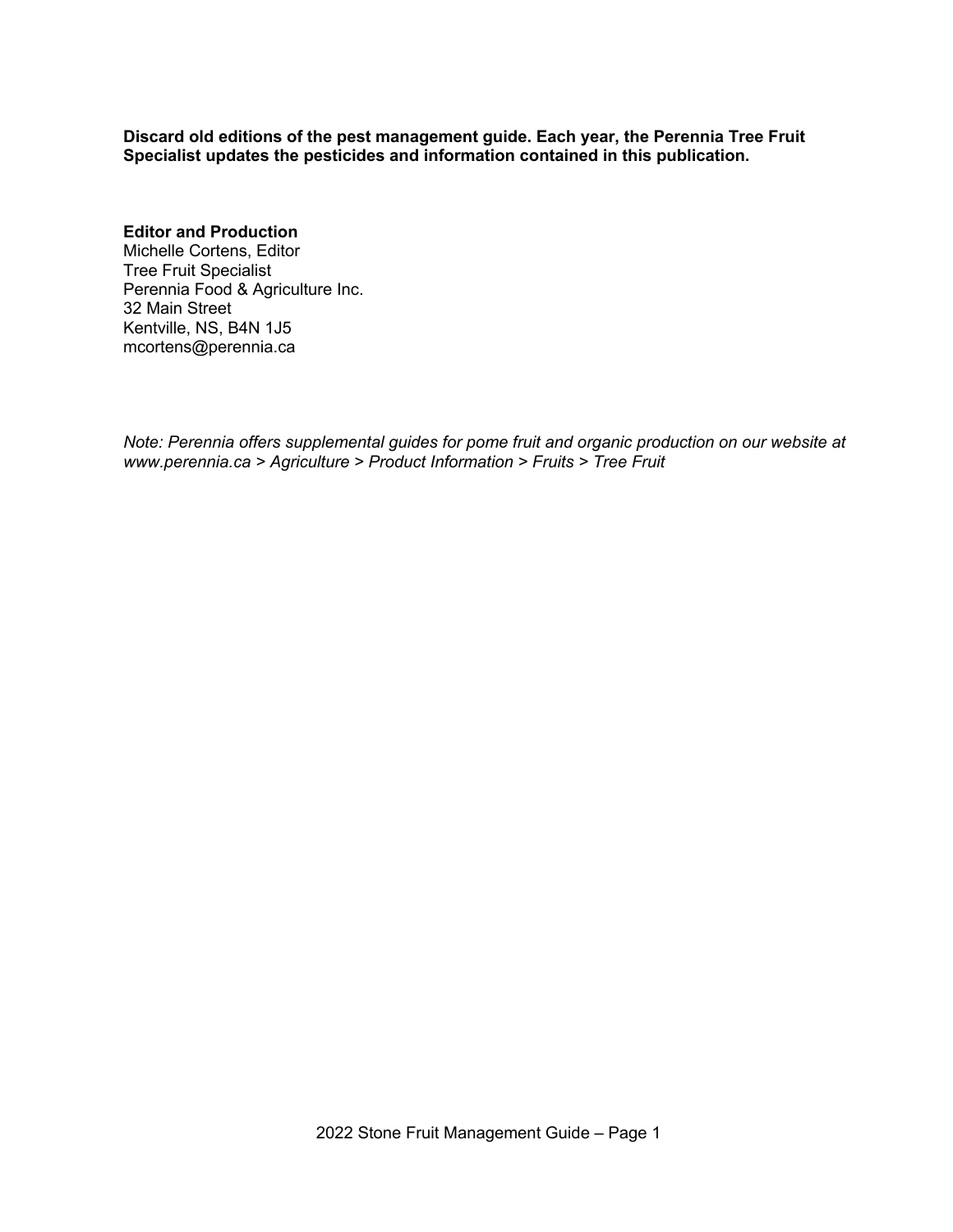**Discard old editions of the pest management guide. Each year, the Perennia Tree Fruit Specialist updates the pesticides and information contained in this publication.**

**Editor and Production**
Michelle Cortens, Editor
Tree Fruit Specialist
Perennia Food & Agriculture Inc.
32 Main Street
Kentville, NS, B4N 1J5
mcortens@perennia.ca

*Note: Perennia offers supplemental guides for pome fruit and organic production on our website at www.perennia.ca > Agriculture > Product Information > Fruits > Tree Fruit*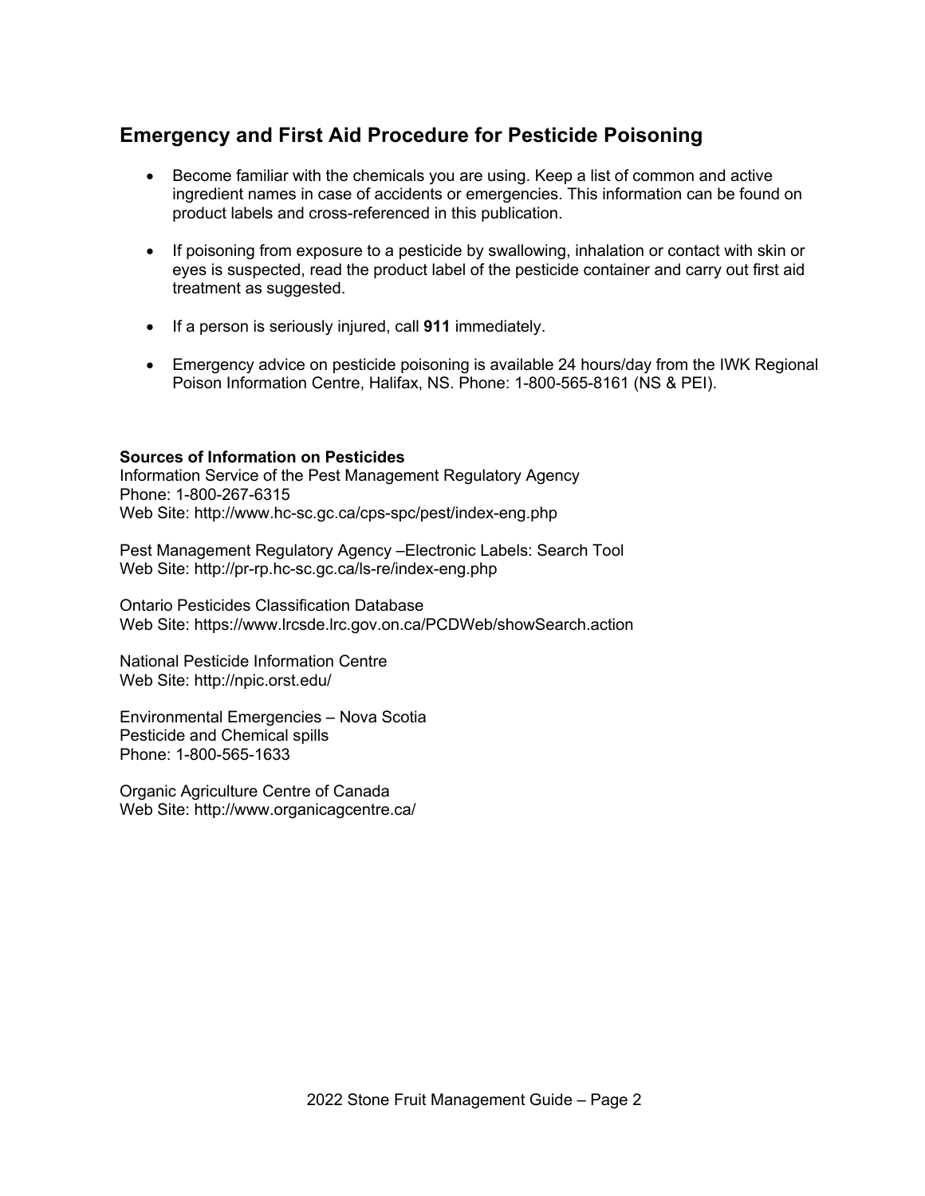## Emergency and First Aid Procedure for Pesticide Poisoning

- Become familiar with the chemicals you are using. Keep a list of common and active ingredient names in case of accidents or emergencies. This information can be found on product labels and cross-referenced in this publication.
- If poisoning from exposure to a pesticide by swallowing, inhalation or contact with skin or eyes is suspected, read the product label of the pesticide container and carry out first aid treatment as suggested.
- If a person is seriously injured, call **911** immediately.
- Emergency advice on pesticide poisoning is available 24 hours/day from the IWK Regional Poison Information Centre, Halifax, NS. Phone: 1-800-565-8161 (NS & PEI).

**Sources of Information on Pesticides**

Information Service of the Pest Management Regulatory Agency
Phone: 1-800-267-6315
Web Site: http://www.hc-sc.gc.ca/cps-spc/pest/index-eng.php

Pest Management Regulatory Agency –Electronic Labels: Search Tool
Web Site: http://pr-rp.hc-sc.gc.ca/ls-re/index-eng.php

Ontario Pesticides Classification Database
Web Site: https://www.lrcsde.lrc.gov.on.ca/PCDWeb/showSearch.action

National Pesticide Information Centre
Web Site: http://npic.orst.edu/

Environmental Emergencies – Nova Scotia
Pesticide and Chemical spills
Phone: 1-800-565-1633

Organic Agriculture Centre of Canada
Web Site: http://www.organicagcentre.ca/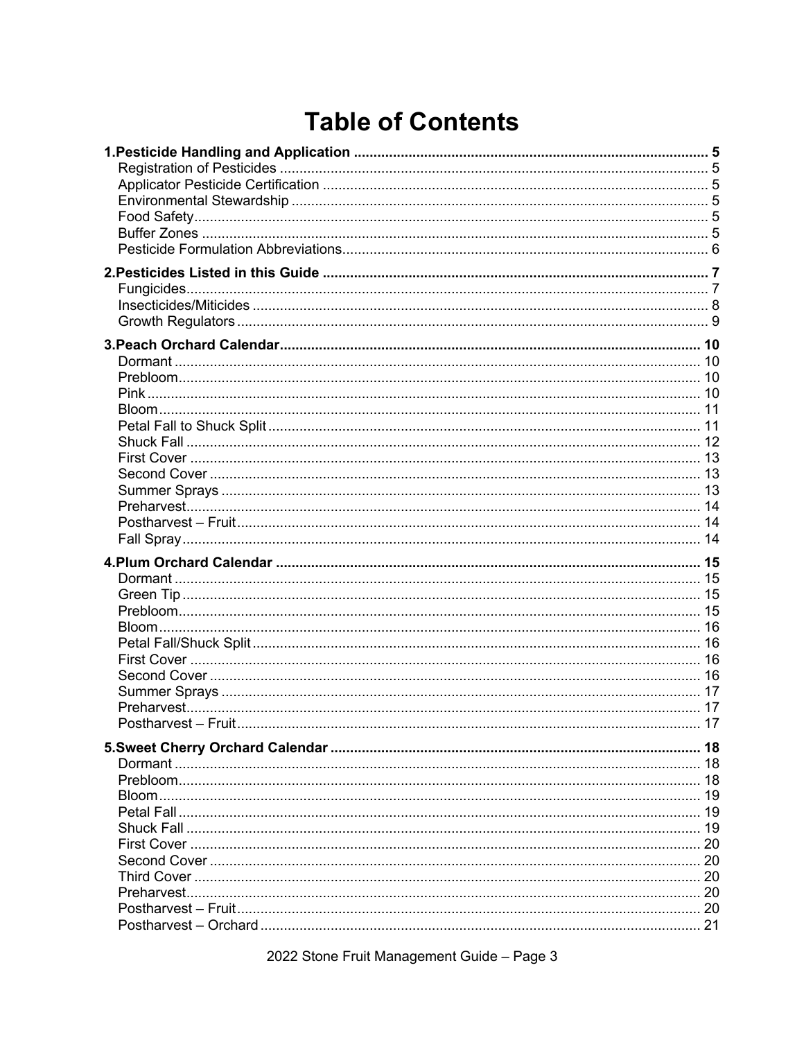# Table of Contents

**1.Pesticide Handling and Application** .......... **5**
- Registration of Pesticides .......... 5
- Applicator Pesticide Certification .......... 5
- Environmental Stewardship .......... 5
- Food Safety .......... 5
- Buffer Zones .......... 5
- Pesticide Formulation Abbreviations .......... 6

**2.Pesticides Listed in this Guide** .......... **7**
- Fungicides .......... 7
- Insecticides/Miticides .......... 8
- Growth Regulators .......... 9

**3.Peach Orchard Calendar** .......... **10**
- Dormant .......... 10
- Prebloom .......... 10
- Pink .......... 10
- Bloom .......... 11
- Petal Fall to Shuck Split .......... 11
- Shuck Fall .......... 12
- First Cover .......... 13
- Second Cover .......... 13
- Summer Sprays .......... 13
- Preharvest .......... 14
- Postharvest – Fruit .......... 14
- Fall Spray .......... 14

**4.Plum Orchard Calendar** .......... **15**
- Dormant .......... 15
- Green Tip .......... 15
- Prebloom .......... 15
- Bloom .......... 16
- Petal Fall/Shuck Split .......... 16
- First Cover .......... 16
- Second Cover .......... 16
- Summer Sprays .......... 17
- Preharvest .......... 17
- Postharvest – Fruit .......... 17

**5.Sweet Cherry Orchard Calendar** .......... **18**
- Dormant .......... 18
- Prebloom .......... 18
- Bloom .......... 19
- Petal Fall .......... 19
- Shuck Fall .......... 19
- First Cover .......... 20
- Second Cover .......... 20
- Third Cover .......... 20
- Preharvest .......... 20
- Postharvest – Fruit .......... 20
- Postharvest – Orchard .......... 21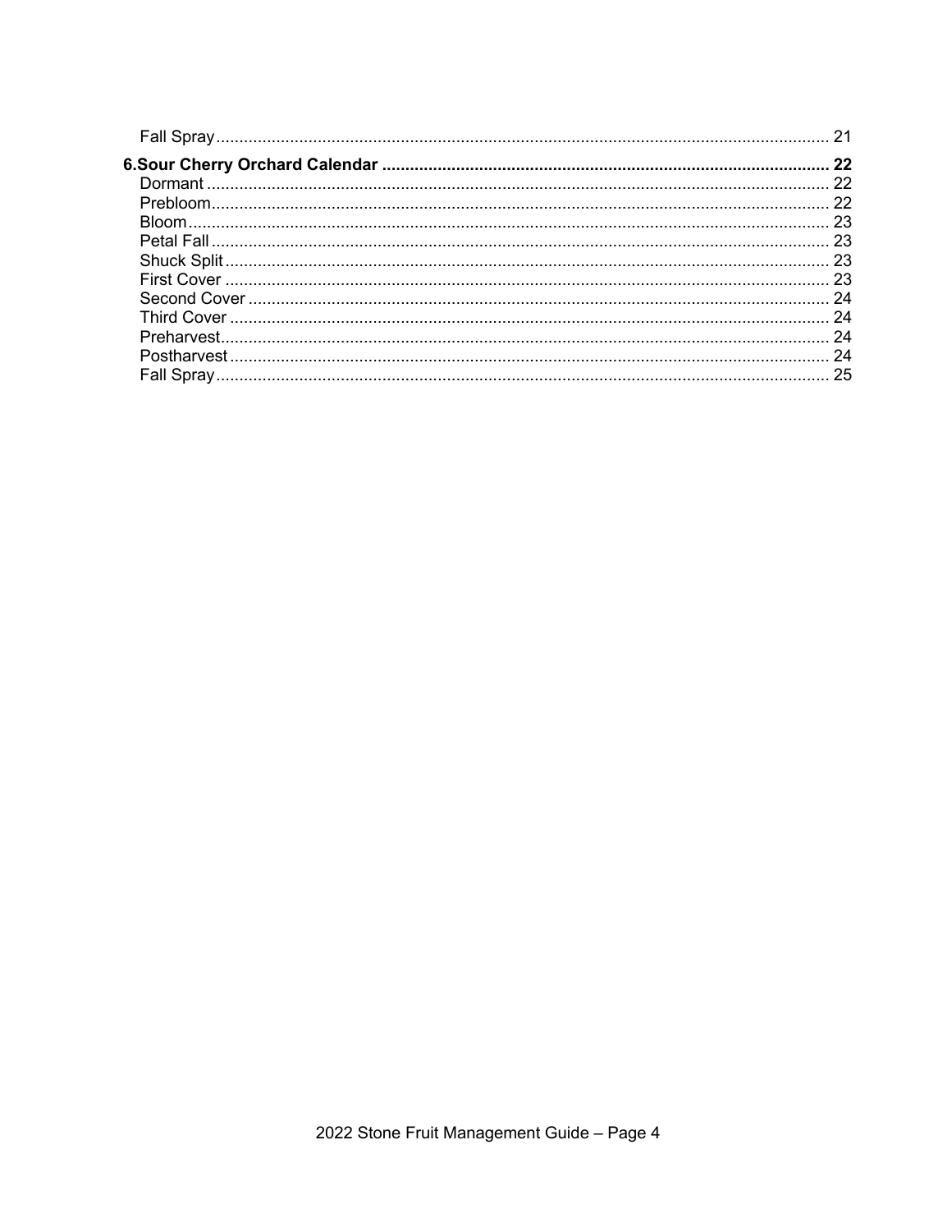Fall Spray ..... 21

**6. Sour Cherry Orchard Calendar ..... 22**

Dormant ..... 22
Prebloom ..... 22
Bloom ..... 23
Petal Fall ..... 23
Shuck Split ..... 23
First Cover ..... 23
Second Cover ..... 24
Third Cover ..... 24
Preharvest ..... 24
Postharvest ..... 24
Fall Spray ..... 25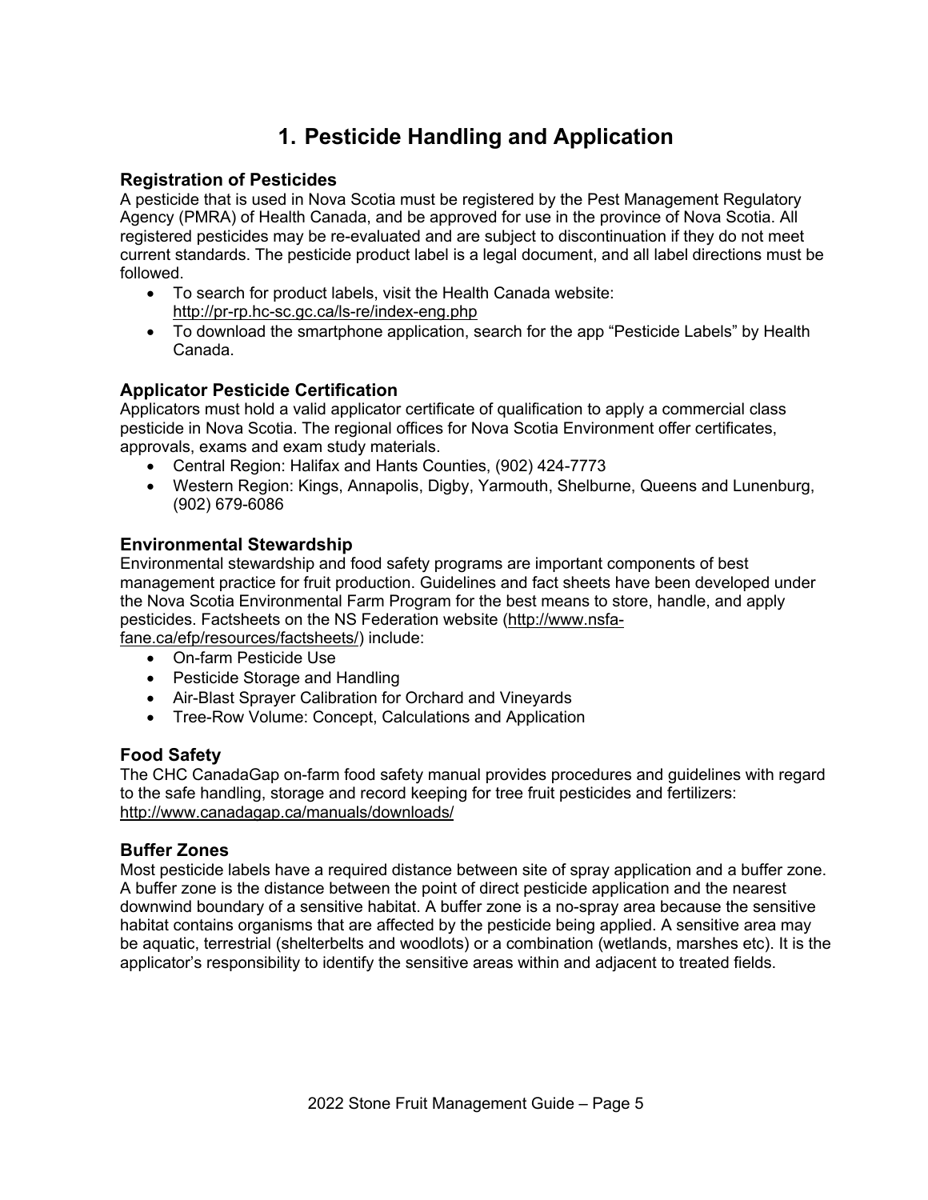# 1. Pesticide Handling and Application

## Registration of Pesticides

A pesticide that is used in Nova Scotia must be registered by the Pest Management Regulatory Agency (PMRA) of Health Canada, and be approved for use in the province of Nova Scotia. All registered pesticides may be re-evaluated and are subject to discontinuation if they do not meet current standards. The pesticide product label is a legal document, and all label directions must be followed.

- To search for product labels, visit the Health Canada website: http://pr-rp.hc-sc.gc.ca/ls-re/index-eng.php
- To download the smartphone application, search for the app "Pesticide Labels" by Health Canada.

## Applicator Pesticide Certification

Applicators must hold a valid applicator certificate of qualification to apply a commercial class pesticide in Nova Scotia. The regional offices for Nova Scotia Environment offer certificates, approvals, exams and exam study materials.

- Central Region: Halifax and Hants Counties, (902) 424-7773
- Western Region: Kings, Annapolis, Digby, Yarmouth, Shelburne, Queens and Lunenburg, (902) 679-6086

## Environmental Stewardship

Environmental stewardship and food safety programs are important components of best management practice for fruit production. Guidelines and fact sheets have been developed under the Nova Scotia Environmental Farm Program for the best means to store, handle, and apply pesticides. Factsheets on the NS Federation website (http://www.nsfa-fane.ca/efp/resources/factsheets/) include:

- On-farm Pesticide Use
- Pesticide Storage and Handling
- Air-Blast Sprayer Calibration for Orchard and Vineyards
- Tree-Row Volume: Concept, Calculations and Application

## Food Safety

The CHC CanadaGap on-farm food safety manual provides procedures and guidelines with regard to the safe handling, storage and record keeping for tree fruit pesticides and fertilizers: http://www.canadagap.ca/manuals/downloads/

## Buffer Zones

Most pesticide labels have a required distance between site of spray application and a buffer zone. A buffer zone is the distance between the point of direct pesticide application and the nearest downwind boundary of a sensitive habitat. A buffer zone is a no-spray area because the sensitive habitat contains organisms that are affected by the pesticide being applied. A sensitive area may be aquatic, terrestrial (shelterbelts and woodlots) or a combination (wetlands, marshes etc). It is the applicator's responsibility to identify the sensitive areas within and adjacent to treated fields.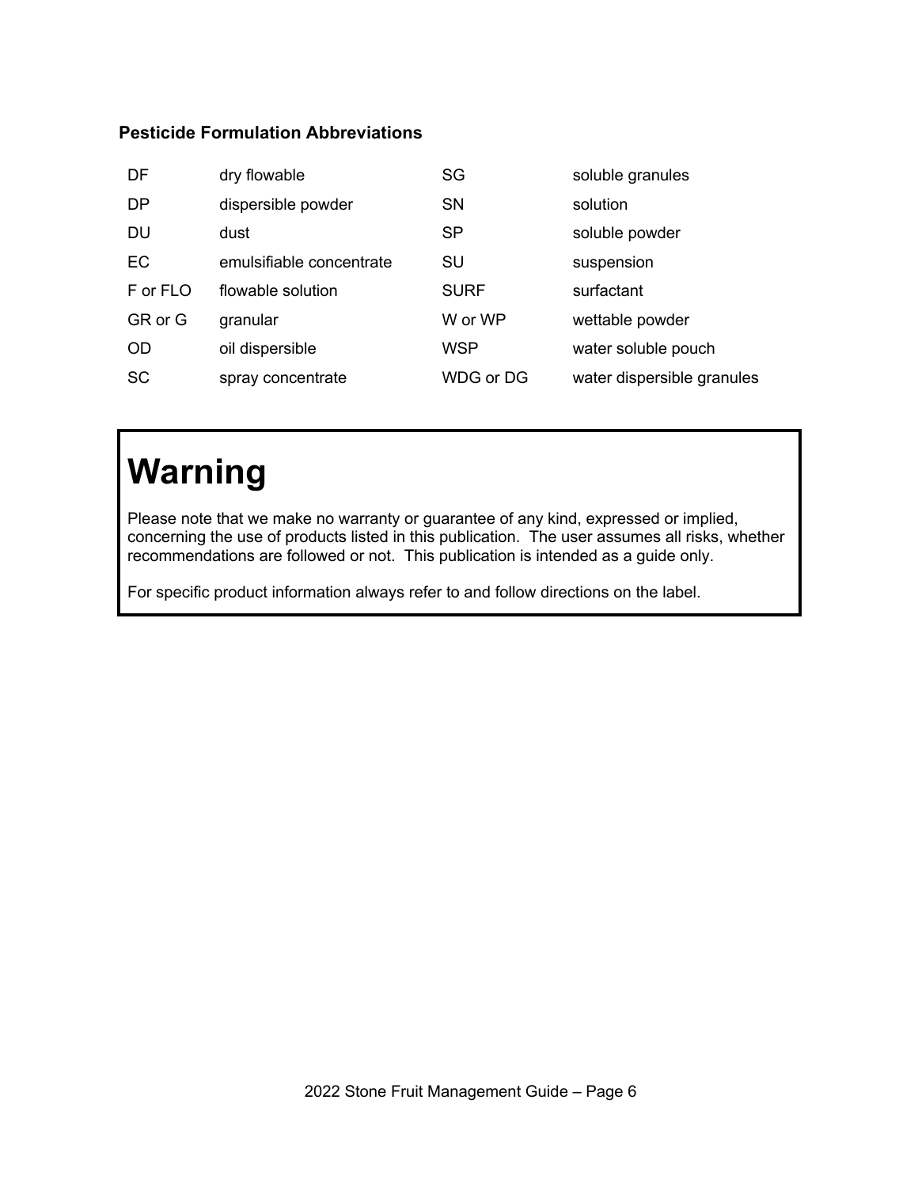### Pesticide Formulation Abbreviations

| | | | |
|---|---|---|---|
| DF | dry flowable | SG | soluble granules |
| DP | dispersible powder | SN | solution |
| DU | dust | SP | soluble powder |
| EC | emulsifiable concentrate | SU | suspension |
| F or FLO | flowable solution | SURF | surfactant |
| GR or G | granular | W or WP | wettable powder |
| OD | oil dispersible | WSP | water soluble pouch |
| SC | spray concentrate | WDG or DG | water dispersible granules |

# Warning

Please note that we make no warranty or guarantee of any kind, expressed or implied, concerning the use of products listed in this publication. The user assumes all risks, whether recommendations are followed or not. This publication is intended as a guide only.

For specific product information always refer to and follow directions on the label.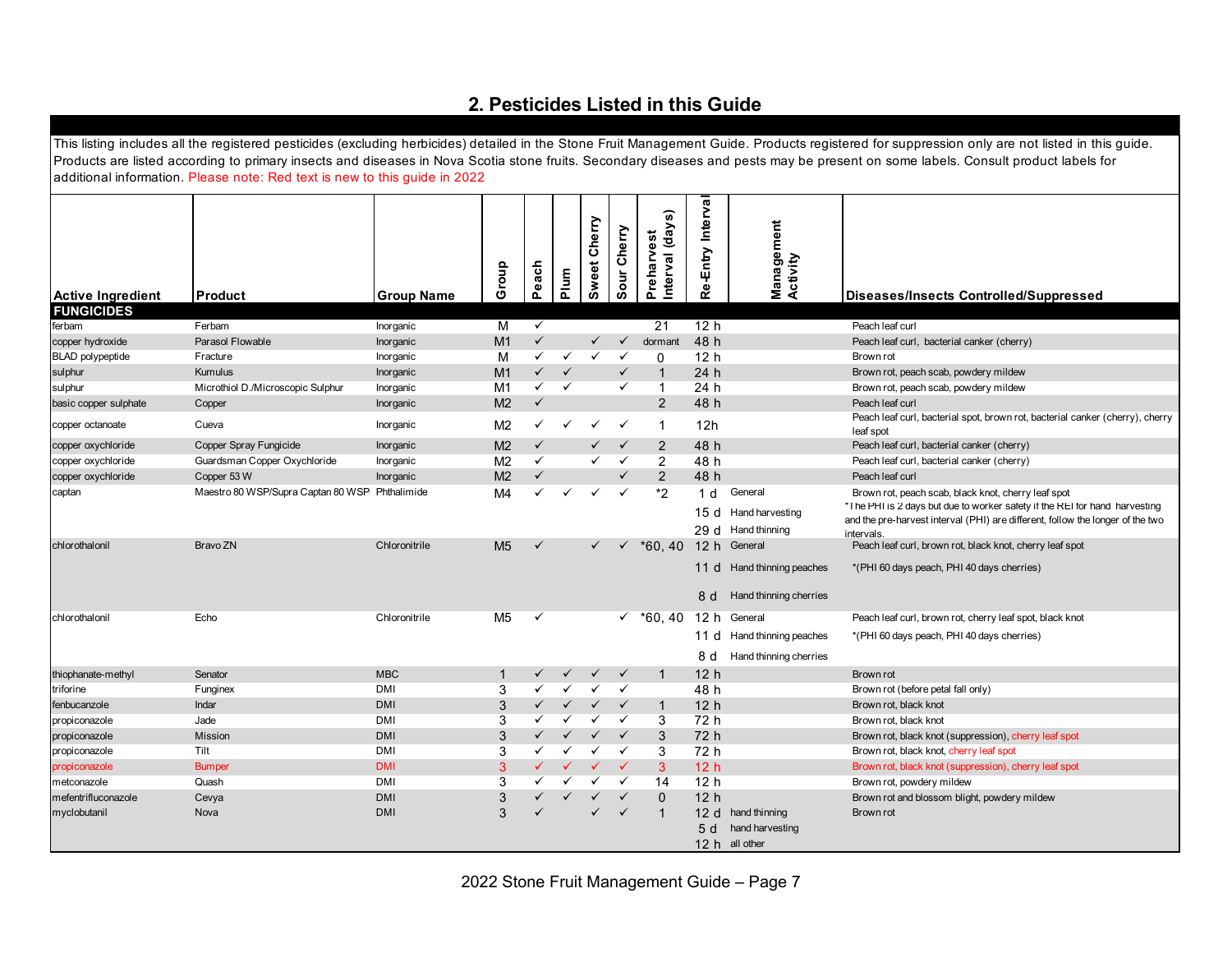## 2. Pesticides Listed in this Guide

This listing includes all the registered pesticides (excluding herbicides) detailed in the Stone Fruit Management Guide. Products registered for suppression only are not listed in this guide. Products are listed according to primary insects and diseases in Nova Scotia stone fruits. Secondary diseases and pests may be present on some labels. Consult product labels for additional information. Please note: Red text is new to this guide in 2022

| Active Ingredient | Product | Group Name | Group | Peach | Plum | Sweet Cherry | Sour Cherry | Preharvest Interval (days) | Re-Entry Interval | Management Activity | Diseases/Insects Controlled/Suppressed |
|---|---|---|---|---|---|---|---|---|---|---|---|
| **FUNGICIDES** | | | | | | | | | | | |
| ferbam | Ferbam | Inorganic | M | ✓ | | | | 21 | 12 h | | Peach leaf curl |
| copper hydroxide | Parasol Flowable | Inorganic | M1 | ✓ | | ✓ | ✓ | dormant | 48 h | | Peach leaf curl, bacterial canker (cherry) |
| BLAD polypeptide | Fracture | Inorganic | M | ✓ | ✓ | ✓ | ✓ | 0 | 12 h | | Brown rot |
| sulphur | Kumulus | Inorganic | M1 | ✓ | ✓ | | ✓ | 1 | 24 h | | Brown rot, peach scab, powdery mildew |
| sulphur | Microthiol D./Microscopic Sulphur | Inorganic | M1 | ✓ | ✓ | | ✓ | 1 | 24 h | | Brown rot, peach scab, powdery mildew |
| basic copper sulphate | Copper | Inorganic | M2 | ✓ | | | | 2 | 48 h | | Peach leaf curl |
| copper octanoate | Cueva | Inorganic | M2 | ✓ | ✓ | ✓ | ✓ | 1 | 12h | | Peach leaf curl, bacterial spot, brown rot, bacterial canker (cherry), cherry leaf spot |
| copper oxychloride | Copper Spray Fungicide | Inorganic | M2 | ✓ | | ✓ | ✓ | 2 | 48 h | | Peach leaf curl, bacterial canker (cherry) |
| copper oxychloride | Guardsman Copper Oxychloride | Inorganic | M2 | ✓ | | ✓ | ✓ | 2 | 48 h | | Peach leaf curl, bacterial canker (cherry) |
| copper oxychloride | Copper 53 W | Inorganic | M2 | ✓ | | | ✓ | 2 | 48 h | | Peach leaf curl |
| captan | Maestro 80 WSP/Supra Captan 80 WSP | Phthalimide | M4 | ✓ | ✓ | ✓ | ✓ | *2 | 1 d | General | Brown rot, peach scab, black knot, cherry leaf spot |
| | | | | | | | | | 15 d | Hand harvesting | *The PHI is 2 days but due to worker safety if the REI for hand harvesting and the pre-harvest interval (PHI) are different, follow the longer of the two intervals. |
| | | | | | | | | | 29 d | Hand thinning | |
| chlorothalonil | Bravo ZN | Chloronitrile | M5 | ✓ | | ✓ | ✓ | *60, 40 | 12 h | General | Peach leaf curl, brown rot, black knot, cherry leaf spot |
| | | | | | | | | | 11 d | Hand thinning peaches | *(PHI 60 days peach, PHI 40 days cherries) |
| | | | | | | | | | 8 d | Hand thinning cherries | |
| chlorothalonil | Echo | Chloronitrile | M5 | ✓ | | | ✓ | *60, 40 | 12 h | General | Peach leaf curl, brown rot, cherry leaf spot, black knot |
| | | | | | | | | | 11 d | Hand thinning peaches | *(PHI 60 days peach, PHI 40 days cherries) |
| | | | | | | | | | 8 d | Hand thinning cherries | |
| thiophanate-methyl | Senator | MBC | 1 | ✓ | ✓ | ✓ | ✓ | 1 | 12 h | | Brown rot |
| triforine | Funginex | DMI | 3 | ✓ | ✓ | ✓ | ✓ | | 48 h | | Brown rot (before petal fall only) |
| fenbucanzole | Indar | DMI | 3 | ✓ | ✓ | ✓ | ✓ | 1 | 12 h | | Brown rot, black knot |
| propiconazole | Jade | DMI | 3 | ✓ | ✓ | ✓ | ✓ | 3 | 72 h | | Brown rot, black knot |
| propiconazole | Mission | DMI | 3 | ✓ | ✓ | ✓ | ✓ | 3 | 72 h | | Brown rot, black knot (suppression), cherry leaf spot |
| propiconazole | Tilt | DMI | 3 | ✓ | ✓ | ✓ | ✓ | 3 | 72 h | | Brown rot, black knot, cherry leaf spot |
| propiconazole | Bumper | DMI | 3 | ✓ | ✓ | ✓ | ✓ | 3 | 12 h | | Brown rot, black knot (suppression), cherry leaf spot |
| metconazole | Quash | DMI | 3 | ✓ | ✓ | ✓ | ✓ | 14 | 12 h | | Brown rot, powdery mildew |
| mefentrifluconazole | Cevya | DMI | 3 | ✓ | ✓ | ✓ | ✓ | 0 | 12 h | | Brown rot and blossom blight, powdery mildew |
| myclobutanil | Nova | DMI | 3 | ✓ | | ✓ | ✓ | 1 | 12 d | hand thinning | Brown rot |
| | | | | | | | | | 5 d | hand harvesting | |
| | | | | | | | | | 12 h | all other | |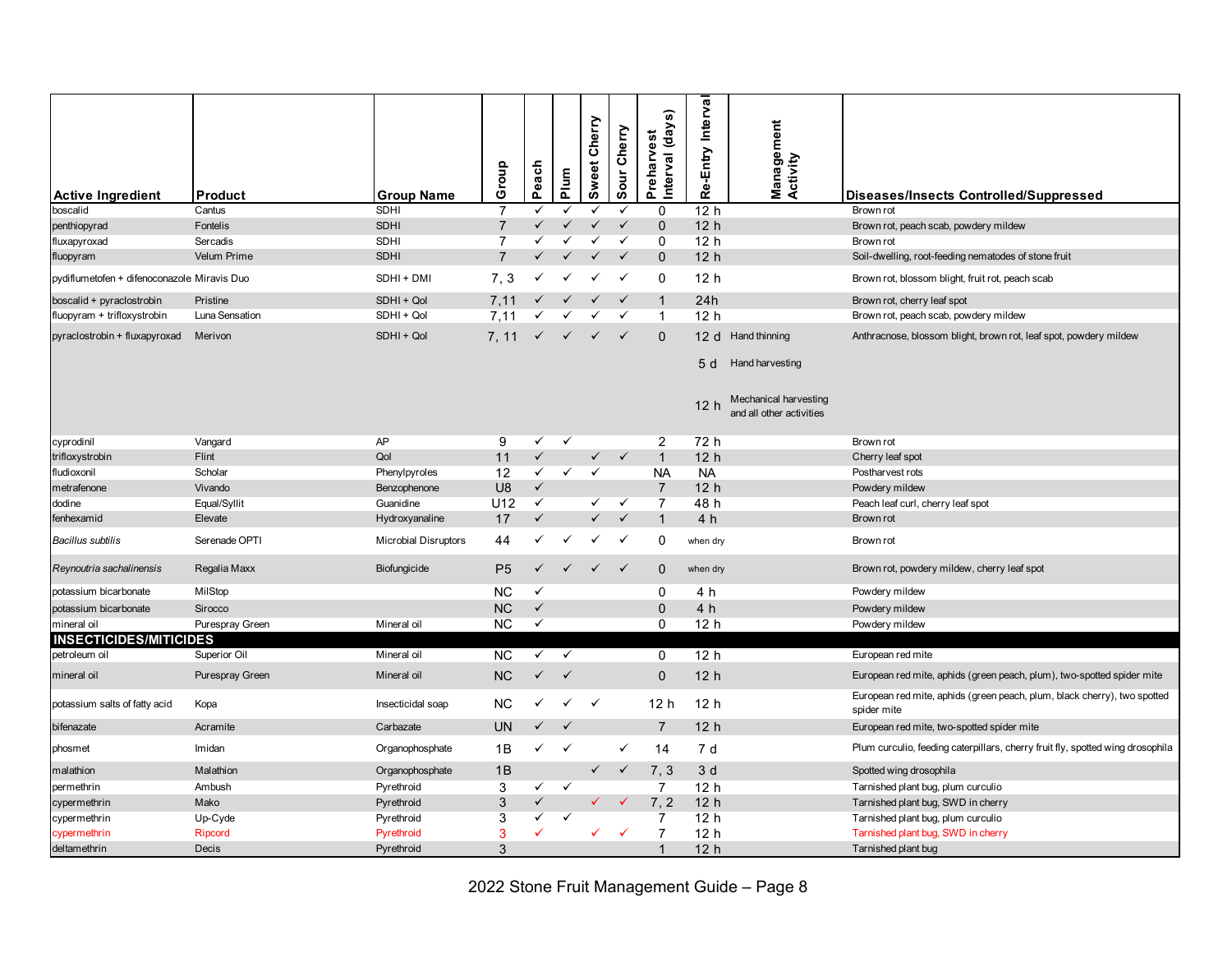| Active Ingredient | Product | Group Name | Group | Peach | Plum | Sweet Cherry | Sour Cherry | Preharvest Interval (days) | Re-Entry Interval | Management Activity | Diseases/Insects Controlled/Suppressed |
|---|---|---|---|---|---|---|---|---|---|---|---|
| boscalid | Cantus | SDHI | 7 | ✓ | ✓ | ✓ | ✓ | 0 | 12 h | | Brown rot |
| penthiopyrad | Fontelis | SDHI | 7 | ✓ | ✓ | ✓ | ✓ | 0 | 12 h | | Brown rot, peach scab, powdery mildew |
| fluxapyroxad | Sercadis | SDHI | 7 | ✓ | ✓ | ✓ | ✓ | 0 | 12 h | | Brown rot |
| fluopyram | Velum Prime | SDHI | 7 | ✓ | ✓ | ✓ | ✓ | 0 | 12 h | | Soil-dwelling, root-feeding nematodes of stone fruit |
| pydiflumetofen + difenoconazole | Miravis Duo | SDHI + DMI | 7, 3 | ✓ | ✓ | ✓ | ✓ | 0 | 12 h | | Brown rot, blossom blight, fruit rot, peach scab |
| boscalid + pyraclostrobin | Pristine | SDHI + QoI | 7,11 | ✓ | ✓ | ✓ | ✓ | 1 | 24h | | Brown rot, cherry leaf spot |
| fluopyram + trifloxystrobin | Luna Sensation | SDHI + QoI | 7,11 | ✓ | ✓ | ✓ | ✓ | 1 | 12 h | | Brown rot, peach scab, powdery mildew |
| pyraclostrobin + fluxapyroxad | Merivon | SDHI + QoI | 7, 11 | ✓ | ✓ | ✓ | ✓ | 0 | 12 d | Hand thinning | Anthracnose, blossom blight, brown rot, leaf spot, powdery mildew |
| | | | | | | | | | 5 d | Hand harvesting | |
| | | | | | | | | | 12 h | Mechanical harvesting and all other activities | |
| cyprodinil | Vangard | AP | 9 | ✓ | ✓ | | | 2 | 72 h | | Brown rot |
| trifloxystrobin | Flint | QoI | 11 | ✓ | | ✓ | ✓ | 1 | 12 h | | Cherry leaf spot |
| fludioxonil | Scholar | Phenylpyroles | 12 | ✓ | ✓ | ✓ | | NA | NA | | Postharvest rots |
| metrafenone | Vivando | Benzophenone | U8 | ✓ | | | | 7 | 12 h | | Powdery mildew |
| dodine | Equal/Syllit | Guanidine | U12 | ✓ | | ✓ | ✓ | 7 | 48 h | | Peach leaf curl, cherry leaf spot |
| fenhexamid | Elevate | Hydroxyanaline | 17 | ✓ | | ✓ | ✓ | 1 | 4 h | | Brown rot |
| *Bacillus subtilis* | Serenade OPTI | Microbial Disruptors | 44 | ✓ | ✓ | ✓ | ✓ | 0 | when dry | | Brown rot |
| *Reynoutria sachalinensis* | Regalia Maxx | Biofungicide | P5 | ✓ | ✓ | ✓ | ✓ | 0 | when dry | | Brown rot, powdery mildew, cherry leaf spot |
| potassium bicarbonate | MilStop | | NC | ✓ | | | | 0 | 4 h | | Powdery mildew |
| potassium bicarbonate | Sirocco | | NC | ✓ | | | | 0 | 4 h | | Powdery mildew |
| mineral oil | Purespray Green | Mineral oil | NC | ✓ | | | | 0 | 12 h | | Powdery mildew |
| **INSECTICIDES/MITICIDES** | | | | | | | | | | | |
| petroleum oil | Superior Oil | Mineral oil | NC | ✓ | ✓ | | | 0 | 12 h | | European red mite |
| mineral oil | Purespray Green | Mineral oil | NC | ✓ | ✓ | | | 0 | 12 h | | European red mite, aphids (green peach, plum), two-spotted spider mite |
| potassium salts of fatty acid | Kopa | Insecticidal soap | NC | ✓ | ✓ | ✓ | | 12 h | 12 h | | European red mite, aphids (green peach, plum, black cherry), two spotted spider mite |
| bifenazate | Acramite | Carbazate | UN | ✓ | ✓ | | | 7 | 12 h | | European red mite, two-spotted spider mite |
| phosmet | Imidan | Organophosphate | 1B | ✓ | ✓ | | ✓ | 14 | 7 d | | Plum curculio, feeding caterpillars, cherry fruit fly, spotted wing drosophila |
| malathion | Malathion | Organophosphate | 1B | | | ✓ | ✓ | 7, 3 | 3 d | | Spotted wing drosophila |
| permethrin | Ambush | Pyrethroid | 3 | ✓ | ✓ | | | 7 | 12 h | | Tarnished plant bug, plum curculio |
| cypermethrin | Mako | Pyrethroid | 3 | ✓ | | ✓ | ✓ | 7, 2 | 12 h | | Tarnished plant bug, SWD in cherry |
| cypermethrin | Up-Cyde | Pyrethroid | 3 | ✓ | ✓ | | | 7 | 12 h | | Tarnished plant bug, plum curculio |
| cypermethrin | Ripcord | Pyrethroid | 3 | ✓ | | ✓ | ✓ | 7 | 12 h | | Tarnished plant bug, SWD in cherry |
| deltamethrin | Decis | Pyrethroid | 3 | | | | | 1 | 12 h | | Tarnished plant bug |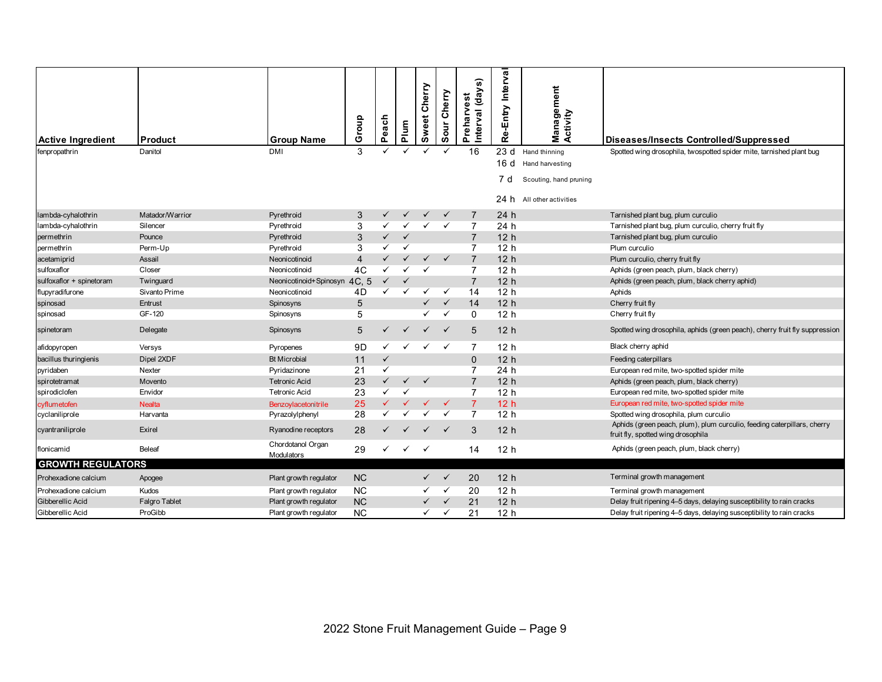| Active Ingredient | Product | Group Name | Group | Peach | Plum | Sweet Cherry | Sour Cherry | Preharvest Interval (days) | Re-Entry Interval | Management Activity | Diseases/Insects Controlled/Suppressed |
|---|---|---|---|---|---|---|---|---|---|---|---|
| fenpropathrin | Danitol | DMI | 3 | ✓ | ✓ | ✓ | ✓ | 16 | 23 d | Hand thinning | Spotted wing drosophila, twospotted spider mite, tarnished plant bug |
| | | | | | | | | | 16 d | Hand harvesting | |
| | | | | | | | | | 7 d | Scouting, hand pruning | |
| | | | | | | | | | 24 h | All other activities | |
| lambda-cyhalothrin | Matador/Warrior | Pyrethroid | 3 | ✓ | ✓ | ✓ | ✓ | 7 | 24 h | | Tarnished plant bug, plum curculio |
| lambda-cyhalothrin | Silencer | Pyrethroid | 3 | ✓ | ✓ | ✓ | ✓ | 7 | 24 h | | Tarnished plant bug, plum curculio, cherry fruit fly |
| permethrin | Pounce | Pyrethroid | 3 | ✓ | ✓ | | | 7 | 12 h | | Tarnished plant bug, plum curculio |
| permethrin | Perm-Up | Pyrethroid | 3 | ✓ | ✓ | | | 7 | 12 h | | Plum curculio |
| acetamiprid | Assail | Neonicotinoid | 4 | ✓ | ✓ | ✓ | ✓ | 7 | 12 h | | Plum curculio, cherry fruit fly |
| sulfoxaflor | Closer | Neonicotinoid | 4C | ✓ | ✓ | ✓ | | 7 | 12 h | | Aphids (green peach, plum, black cherry) |
| sulfoxaflor + spinetoram | Twinguard | Neonicotinoid+Spinosyn | 4C, 5 | ✓ | ✓ | | | 7 | 12 h | | Aphids (green peach, plum, black cherry aphid) |
| flupyradifurone | Sivanto Prime | Neonicotinoid | 4D | ✓ | ✓ | ✓ | ✓ | 14 | 12 h | | Aphids |
| spinosad | Entrust | Spinosyns | 5 | | | ✓ | ✓ | 14 | 12 h | | Cherry fruit fly |
| spinosad | GF-120 | Spinosyns | 5 | | | ✓ | ✓ | 0 | 12 h | | Cherry fruit fly |
| spinetoram | Delegate | Spinosyns | 5 | ✓ | ✓ | ✓ | ✓ | 5 | 12 h | | Spotted wing drosophila, aphids (green peach), cherry fruit fly suppression |
| afidopyropen | Versys | Pyropenes | 9D | ✓ | ✓ | ✓ | ✓ | 7 | 12 h | | Black cherry aphid |
| bacillus thuringienis | Dipel 2XDF | Bt Microbial | 11 | ✓ | | | | 0 | 12 h | | Feeding caterpillars |
| pyridaben | Nexter | Pyridazinone | 21 | ✓ | | | | 7 | 24 h | | European red mite, two-spotted spider mite |
| spirotetramat | Movento | Tetronic Acid | 23 | ✓ | ✓ | ✓ | | 7 | 12 h | | Aphids (green peach, plum, black cherry) |
| spirodiclofen | Envidor | Tetronic Acid | 23 | ✓ | ✓ | | | 7 | 12 h | | European red mite, two-spotted spider mite |
| cyflumetofen | Nealta | Benzoylacetonitrile | 25 | ✓ | ✓ | ✓ | ✓ | 7 | 12 h | | European red mite, two-spotted spider mite |
| cyclaniliprole | Harvanta | Pyrazolylphenyl | 28 | ✓ | ✓ | ✓ | ✓ | 7 | 12 h | | Spotted wing drosophila, plum curculio |
| cyantraniliprole | Exirel | Ryanodine receptors | 28 | ✓ | ✓ | ✓ | ✓ | 3 | 12 h | | Aphids (green peach, plum), plum curculio, feeding caterpillars, cherry fruit fly, spotted wing drosophila |
| flonicamid | Beleaf | Chordotanol Organ Modulators | 29 | ✓ | ✓ | ✓ | | 14 | 12 h | | Aphids (green peach, plum, black cherry) |
| **GROWTH REGULATORS** | | | | | | | | | | | |
| Prohexadione calcium | Apogee | Plant growth regulator | NC | | | ✓ | ✓ | 20 | 12 h | | Terminal growth management |
| Prohexadione calcium | Kudos | Plant growth regulator | NC | | | ✓ | ✓ | 20 | 12 h | | Terminal growth management |
| Gibberellic Acid | Falgro Tablet | Plant growth regulator | NC | | | ✓ | ✓ | 21 | 12 h | | Delay fruit ripening 4–5 days, delaying susceptibility to rain cracks |
| Gibberellic Acid | ProGibb | Plant growth regulator | NC | | | ✓ | ✓ | 21 | 12 h | | Delay fruit ripening 4–5 days, delaying susceptibility to rain cracks |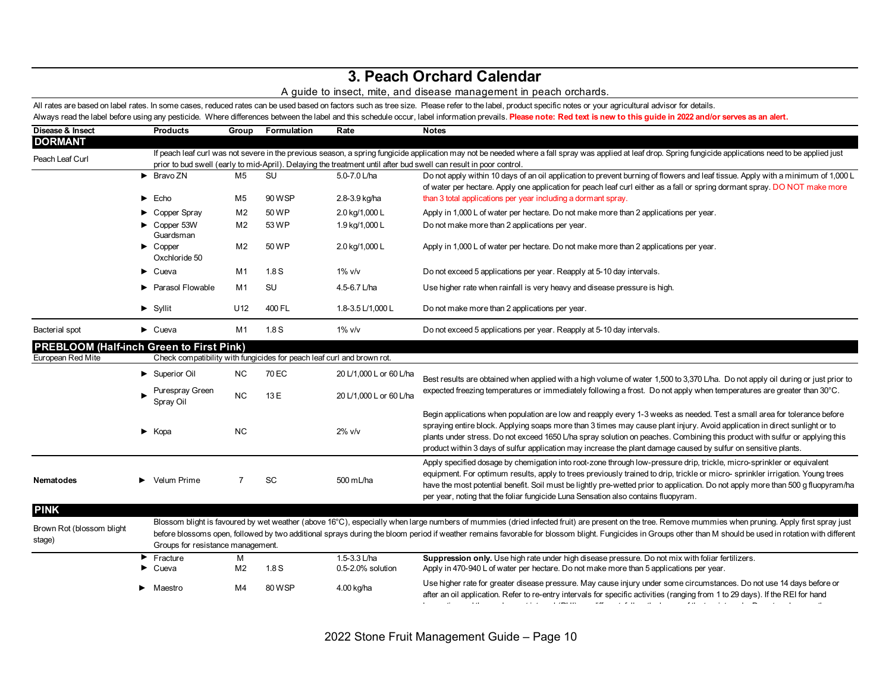# 3. Peach Orchard Calendar

A guide to insect, mite, and disease management in peach orchards.

All rates are based on label rates. In some cases, reduced rates can be used based on factors such as tree size. Please refer to the label, product specific notes or your agricultural advisor for details.
Always read the label before using any pesticide. Where differences between the label and this schedule occur, label information prevails. **Please note: Red text is new to this guide in 2022 and/or serves as an alert.**

| Disease & Insect | Products | Group | Formulation | Rate | Notes |
|---|---|---|---|---|---|
| **DORMANT** | | | | | |
| Peach Leaf Curl | If peach leaf curl was not severe in the previous season, a spring fungicide application may not be needed where a fall spray was applied at leaf drop. Spring fungicide applications need to be applied just prior to bud swell (early to mid-April). Delaying the treatment until after bud swell can result in poor control. | | | | |
| | ► Bravo ZN | M5 | SU | 5.0-7.0 L/ha | Do not apply within 10 days of an oil application to prevent burning of flowers and leaf tissue. Apply with a minimum of 1,000 L of water per hectare. Apply one application for peach leaf curl either as a fall or spring dormant spray. DO NOT make more than 3 total applications per year including a dormant spray. |
| | ► Echo | M5 | 90 WSP | 2.8-3.9 kg/ha | |
| | ► Copper Spray | M2 | 50 WP | 2.0 kg/1,000 L | Apply in 1,000 L of water per hectare. Do not make more than 2 applications per year. |
| | ► Copper 53W Guardsman | M2 | 53 WP | 1.9 kg/1,000 L | Do not make more than 2 applications per year. |
| | ► Copper Oxchloride 50 | M2 | 50 WP | 2.0 kg/1,000 L | Apply in 1,000 L of water per hectare. Do not make more than 2 applications per year. |
| | ► Cueva | M1 | 1.8 S | 1% v/v | Do not exceed 5 applications per year. Reapply at 5-10 day intervals. |
| | ► Parasol Flowable | M1 | SU | 4.5-6.7 L/ha | Use higher rate when rainfall is very heavy and disease pressure is high. |
| | ► Syllit | U12 | 400 FL | 1.8-3.5 L/1,000 L | Do not make more than 2 applications per year. |
| Bacterial spot | ► Cueva | M1 | 1.8 S | 1% v/v | Do not exceed 5 applications per year. Reapply at 5-10 day intervals. |
| **PREBLOOM (Half-inch Green to First Pink)** | | | | | |
| European Red Mite | Check compatibility with fungicides for peach leaf curl and brown rot. | | | | |
| | ► Superior Oil | NC | 70 EC | 20 L/1,000 L or 60 L/ha | Best results are obtained when applied with a high volume of water 1,500 to 3,370 L/ha. Do not apply oil during or just prior to expected freezing temperatures or immediately following a frost. Do not apply when temperatures are greater than 30°C. |
| | ► Purespray Green Spray Oil | NC | 13 E | 20 L/1,000 L or 60 L/ha | |
| | ► Kopa | NC | | 2% v/v | Begin applications when population are low and reapply every 1-3 weeks as needed. Test a small area for tolerance before spraying entire block. Applying soaps more than 3 times may cause plant injury. Avoid application in direct sunlight or to plants under stress. Do not exceed 1650 L/ha spray solution on peaches. Combining this product with sulfur or applying this product within 3 days of sulfur application may increase the plant damage caused by sulfur on sensitive plants. |
| **Nematodes** | ► Velum Prime | 7 | SC | 500 mL/ha | Apply specified dosage by chemigation into root-zone through low-pressure drip, trickle, micro-sprinkler or equivalent equipment. For optimum results, apply to trees previously trained to drip, trickle or micro- sprinkler irrigation. Young trees have the most potential benefit. Soil must be lightly pre-wetted prior to application. Do not apply more than 500 g fluopyram/ha per year, noting that the foliar fungicide Luna Sensation also contains fluopyram. |
| **PINK** | | | | | |
| Brown Rot (blossom blight stage) | Blossom blight is favoured by wet weather (above 16°C), especially when large numbers of mummies (dried infected fruit) are present on the tree. Remove mummies when pruning. Apply first spray just before blossoms open, followed by two additional sprays during the bloom period if weather remains favorable for blossom blight. Fungicides in Groups other than M should be used in rotation with different Groups for resistance management. | | | | |
| | ► Fracture | M | | 1.5-3.3 L/ha | **Suppression only.** Use high rate under high disease pressure. Do not mix with foliar fertilizers. |
| | ► Cueva | M2 | 1.8 S | 0.5-2.0% solution | Apply in 470-940 L of water per hectare. Do not make more than 5 applications per year. |
| | ► Maestro | M4 | 80 WSP | 4.00 kg/ha | Use higher rate for greater disease pressure. May cause injury under some circumstances. Do not use 14 days before or after an oil application. Refer to re-entry intervals for specific activities (ranging from 1 to 29 days). If the REI for hand |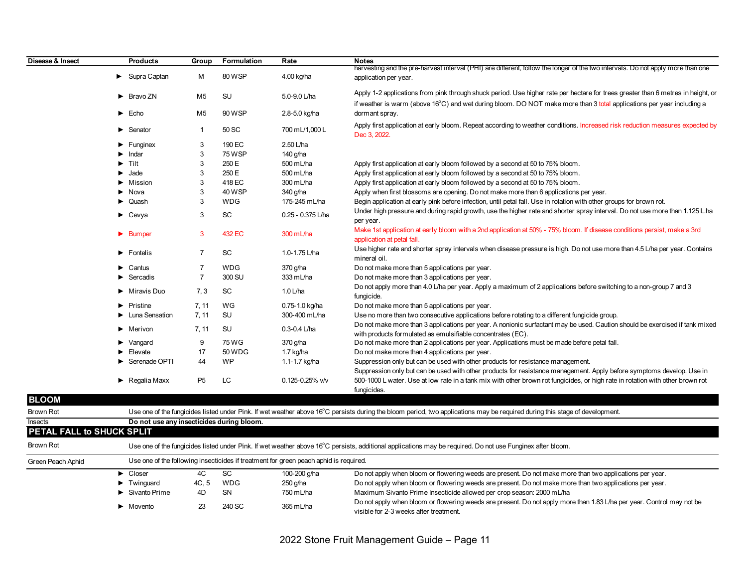| Disease & Insect | Products | Group | Formulation | Rate | Notes |
|---|---|---|---|---|---|
| | ► Supra Captan | M | 80 WSP | 4.00 kg/ha | harvesting and the pre-harvest interval (PHI) are different, follow the longer of the two intervals. Do not apply more than one application per year. |
| | ► Bravo ZN | M5 | SU | 5.0-9.0 L/ha | Apply 1-2 applications from pink through shuck period. Use higher rate per hectare for trees greater than 6 metres in height, or if weather is warm (above 16°C) and wet during bloom. DO NOT make more than 3 total applications per year including a dormant spray. |
| | ► Echo | M5 | 90 WSP | 2.8-5.0 kg/ha | |
| | ► Senator | 1 | 50 SC | 700 mL/1,000 L | Apply first application at early bloom. Repeat according to weather conditions. Increased risk reduction measures expected by Dec 3, 2022. |
| | ► Funginex | 3 | 190 EC | 2.50 L/ha | |
| | ► Indar | 3 | 75 WSP | 140 g/ha | |
| | ► Tilt | 3 | 250 E | 500 mL/ha | Apply first application at early bloom followed by a second at 50 to 75% bloom. |
| | ► Jade | 3 | 250 E | 500 mL/ha | Apply first application at early bloom followed by a second at 50 to 75% bloom. |
| | ► Mission | 3 | 418 EC | 300 mL/ha | Apply first application at early bloom followed by a second at 50 to 75% bloom. |
| | ► Nova | 3 | 40 WSP | 340 g/ha | Apply when first blossoms are opening. Do not make more than 6 applications per year. |
| | ► Quash | 3 | WDG | 175-245 mL/ha | Begin application at early pink before infection, until petal fall. Use in rotation with other groups for brown rot. |
| | ► Cevya | 3 | SC | 0.25 - 0.375 L/ha | Under high pressure and during rapid growth, use the higher rate and shorter spray interval. Do not use more than 1.125 L.ha per year. |
| | ► Bumper | 3 | 432 EC | 300 mL/ha | Make 1st application at early bloom with a 2nd application at 50% - 75% bloom. If disease conditions persist, make a 3rd application at petal fall. |
| | ► Fontelis | 7 | SC | 1.0-1.75 L/ha | Use higher rate and shorter spray intervals when disease pressure is high. Do not use more than 4.5 L/ha per year. Contains mineral oil. |
| | ► Cantus | 7 | WDG | 370 g/ha | Do not make more than 5 applications per year. |
| | ► Sercadis | 7 | 300 SU | 333 mL/ha | Do not make more than 3 applications per year. |
| | ► Miravis Duo | 7, 3 | SC | 1.0 L/ha | Do not apply more than 4.0 L/ha per year. Apply a maximum of 2 applications before switching to a non-group 7 and 3 fungicide. |
| | ► Pristine | 7, 11 | WG | 0.75-1.0 kg/ha | Do not make more than 5 applications per year. |
| | ► Luna Sensation | 7, 11 | SU | 300-400 mL/ha | Use no more than two consecutive applications before rotating to a different fungicide group. |
| | ► Merivon | 7, 11 | SU | 0.3-0.4 L/ha | Do not make more than 3 applications per year. A nonionic surfactant may be used. Caution should be exercised if tank mixed with products formulated as emulsifiable concentrates (EC). |
| | ► Vangard | 9 | 75 WG | 370 g/ha | Do not make more than 2 applications per year. Applications must be made before petal fall. |
| | ► Elevate | 17 | 50 WDG | 1.7 kg/ha | Do not make more than 4 applications per year. |
| | ► Serenade OPTI | 44 | WP | 1.1-1.7 kg/ha | Suppression only but can be used with other products for resistance management. |
| | ► Regalia Maxx | P5 | LC | 0.125-0.25% v/v | Suppression only but can be used with other products for resistance management. Apply before symptoms develop. Use in 500-1000 L water. Use at low rate in a tank mix with other brown rot fungicides, or high rate in rotation with other brown rot fungicides. |
| **BLOOM** | | | | | |
| Brown Rot | Use one of the fungicides listed under Pink. If wet weather above 16°C persists during the bloom period, two applications may be required during this stage of development. | | | | |
| Insects | **Do not use any insecticides during bloom.** | | | | |
| **PETAL FALL to SHUCK SPLIT** | | | | | |
| Brown Rot | Use one of the fungicides listed under Pink. If wet weather above 16°C persists, additional applications may be required. Do not use Funginex after bloom. | | | | |
| Green Peach Aphid | Use one of the following insecticides if treatment for green peach aphid is required. | | | | |
| | ► Closer | 4C | SC | 100-200 g/ha | Do not apply when bloom or flowering weeds are present. Do not make more than two applications per year. |
| | ► Twinguard | 4C, 5 | WDG | 250 g/ha | Do not apply when bloom or flowering weeds are present. Do not make more than two applications per year. |
| | ► Sivanto Prime | 4D | SN | 750 mL/ha | Maximum Sivanto Prime Insecticide allowed per crop season: 2000 mL/ha |
| | ► Movento | 23 | 240 SC | 365 mL/ha | Do not apply when bloom or flowering weeds are present. Do not apply more than 1.83 L/ha per year. Control may not be visible for 2-3 weeks after treatment. |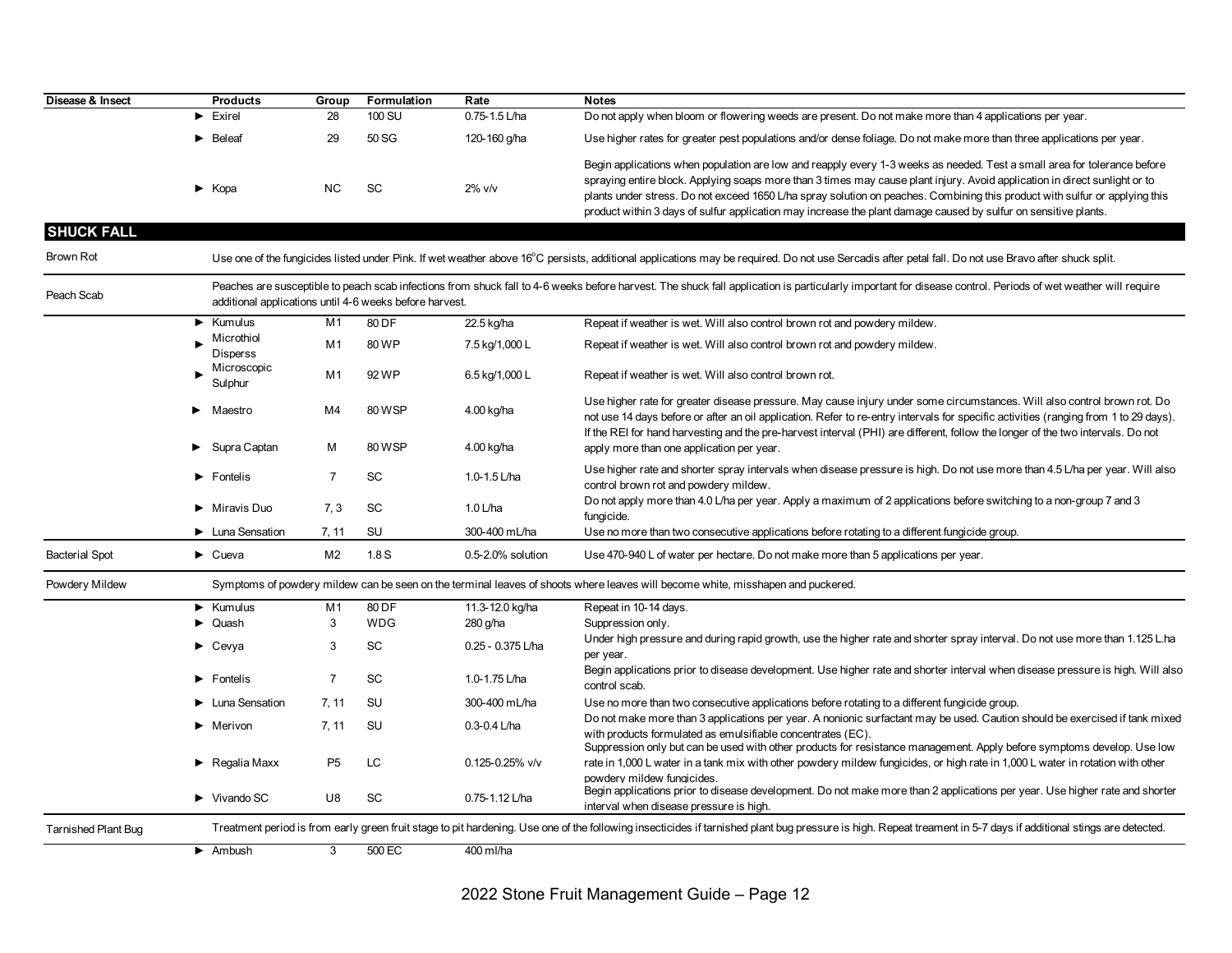| Disease & Insect | Products | Group | Formulation | Rate | Notes |
|---|---|---|---|---|---|
| | ► Exirel | 28 | 100 SU | 0.75-1.5 L/ha | Do not apply when bloom or flowering weeds are present. Do not make more than 4 applications per year. |
| | ► Beleaf | 29 | 50 SG | 120-160 g/ha | Use higher rates for greater pest populations and/or dense foliage. Do not make more than three applications per year. |
| | ► Kopa | NC | SC | 2% v/v | Begin applications when population are low and reapply every 1-3 weeks as needed. Test a small area for tolerance before spraying entire block. Applying soaps more than 3 times may cause plant injury. Avoid application in direct sunlight or to plants under stress. Do not exceed 1650 L/ha spray solution on peaches. Combining this product with sulfur or applying this product within 3 days of sulfur application may increase the plant damage caused by sulfur on sensitive plants. |
| **SHUCK FALL** | | | | | |
| Brown Rot | Use one of the fungicides listed under Pink. If wet weather above 16°C persists, additional applications may be required. Do not use Sercadis after petal fall. Do not use Bravo after shuck split. | | | | |
| Peach Scab | Peaches are susceptible to peach scab infections from shuck fall to 4-6 weeks before harvest. The shuck fall application is particularly important for disease control. Periods of wet weather will require additional applications until 4-6 weeks before harvest. | | | | |
| | ► Kumulus | M1 | 80 DF | 22.5 kg/ha | Repeat if weather is wet. Will also control brown rot and powdery mildew. |
| | ► Microthiol Disperss | M1 | 80 WP | 7.5 kg/1,000 L | Repeat if weather is wet. Will also control brown rot and powdery mildew. |
| | ► Microscopic Sulphur | M1 | 92 WP | 6.5 kg/1,000 L | Repeat if weather is wet. Will also control brown rot. |
| | ► Maestro | M4 | 80 WSP | 4.00 kg/ha | Use higher rate for greater disease pressure. May cause injury under some circumstances. Will also control brown rot. Do not use 14 days before or after an oil application. Refer to re-entry intervals for specific activities (ranging from 1 to 29 days). If the REI for hand harvesting and the pre-harvest interval (PHI) are different, follow the longer of the two intervals. Do not apply more than one application per year. |
| | ► Supra Captan | M | 80 WSP | 4.00 kg/ha | |
| | ► Fontelis | 7 | SC | 1.0-1.5 L/ha | Use higher rate and shorter spray intervals when disease pressure is high. Do not use more than 4.5 L/ha per year. Will also control brown rot and powdery mildew. |
| | ► Miravis Duo | 7, 3 | SC | 1.0 L/ha | Do not apply more than 4.0 L/ha per year. Apply a maximum of 2 applications before switching to a non-group 7 and 3 fungicide. |
| | ► Luna Sensation | 7, 11 | SU | 300-400 mL/ha | Use no more than two consecutive applications before rotating to a different fungicide group. |
| Bacterial Spot | ► Cueva | M2 | 1.8 S | 0.5-2.0% solution | Use 470-940 L of water per hectare. Do not make more than 5 applications per year. |
| Powdery Mildew | Symptoms of powdery mildew can be seen on the terminal leaves of shoots where leaves will become white, misshapen and puckered. | | | | |
| | ► Kumulus | M1 | 80 DF | 11.3-12.0 kg/ha | Repeat in 10-14 days. |
| | ► Quash | 3 | WDG | 280 g/ha | Suppression only. |
| | ► Cevya | 3 | SC | 0.25 - 0.375 L/ha | Under high pressure and during rapid growth, use the higher rate and shorter spray interval. Do not use more than 1.125 L.ha per year. |
| | ► Fontelis | 7 | SC | 1.0-1.75 L/ha | Begin applications prior to disease development. Use higher rate and shorter interval when disease pressure is high. Will also control scab. |
| | ► Luna Sensation | 7, 11 | SU | 300-400 mL/ha | Use no more than two consecutive applications before rotating to a different fungicide group. |
| | ► Merivon | 7, 11 | SU | 0.3-0.4 L/ha | Do not make more than 3 applications per year. A nonionic surfactant may be used. Caution should be exercised if tank mixed with products formulated as emulsifiable concentrates (EC). |
| | ► Regalia Maxx | P5 | LC | 0.125-0.25% v/v | Suppression only but can be used with other products for resistance management. Apply before symptoms develop. Use low rate in 1,000 L water in a tank mix with other powdery mildew fungicides, or high rate in 1,000 L water in rotation with other powdery mildew fungicides. |
| | ► Vivando SC | U8 | SC | 0.75-1.12 L/ha | Begin applications prior to disease development. Do not make more than 2 applications per year. Use higher rate and shorter interval when disease pressure is high. |
| Tarnished Plant Bug | Treatment period is from early green fruit stage to pit hardening. Use one of the following insecticides if tarnished plant bug pressure is high. Repeat treament in 5-7 days if additional stings are detected. | | | | |
| | ► Ambush | 3 | 500 EC | 400 ml/ha | |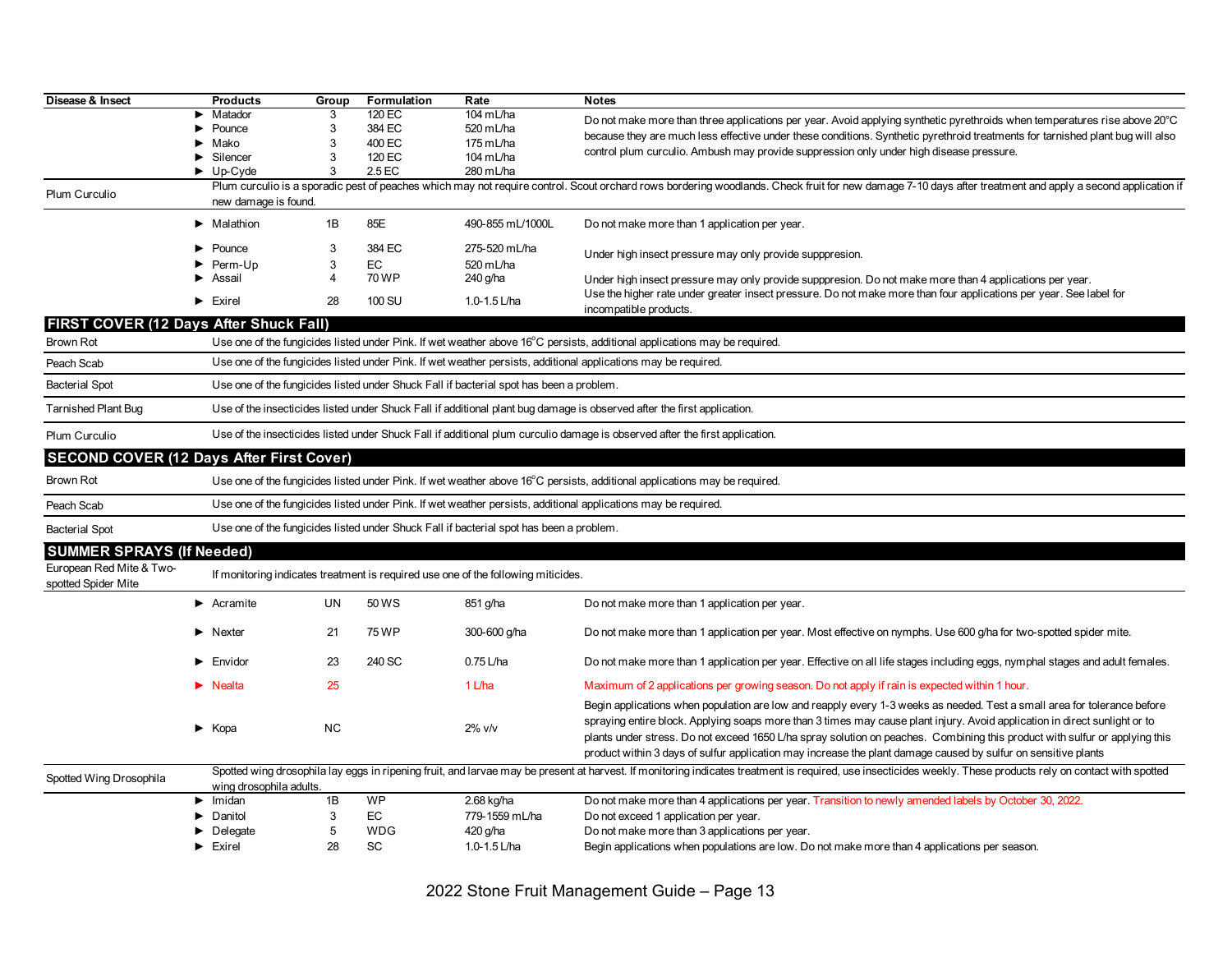| Disease & Insect | Products | Group | Formulation | Rate | Notes |
|---|---|---|---|---|---|
| | ► Matador | 3 | 120 EC | 104 mL/ha | Do not make more than three applications per year. Avoid applying synthetic pyrethroids when temperatures rise above 20°C because they are much less effective under these conditions. Synthetic pyrethroid treatments for tarnished plant bug will also control plum curculio. Ambush may provide suppression only under high disease pressure. |
| | ► Pounce | 3 | 384 EC | 520 mL/ha | |
| | ► Mako | 3 | 400 EC | 175 mL/ha | |
| | ► Silencer | 3 | 120 EC | 104 mL/ha | |
| | ► Up-Cyde | 3 | 2.5 EC | 280 mL/ha | |
| Plum Curculio | Plum curculio is a sporadic pest of peaches which may not require control. Scout orchard rows bordering woodlands. Check fruit for new damage 7-10 days after treatment and apply a second application if new damage is found. | | | | |
| | ► Malathion | 1B | 85E | 490-855 mL/1000L | Do not make more than 1 application per year. |
| | ► Pounce | 3 | 384 EC | 275-520 mL/ha | Under high insect pressure may only provide suppression. |
| | ► Perm-Up | 3 | EC | 520 mL/ha | |
| | ► Assail | 4 | 70 WP | 240 g/ha | Under high insect pressure may only provide suppression. Do not make more than 4 applications per year. |
| | ► Exirel | 28 | 100 SU | 1.0-1.5 L/ha | Use the higher rate under greater insect pressure. Do not make more than four applications per year. See label for incompatible products. |
| **FIRST COVER (12 Days After Shuck Fall)** | | | | | |
| Brown Rot | Use one of the fungicides listed under Pink. If wet weather above 16°C persists, additional applications may be required. | | | | |
| Peach Scab | Use one of the fungicides listed under Pink. If wet weather persists, additional applications may be required. | | | | |
| Bacterial Spot | Use one of the fungicides listed under Shuck Fall if bacterial spot has been a problem. | | | | |
| Tarnished Plant Bug | Use of the insecticides listed under Shuck Fall if additional plant bug damage is observed after the first application. | | | | |
| Plum Curculio | Use of the insecticides listed under Shuck Fall if additional plum curculio damage is observed after the first application. | | | | |
| **SECOND COVER (12 Days After First Cover)** | | | | | |
| Brown Rot | Use one of the fungicides listed under Pink. If wet weather above 16°C persists, additional applications may be required. | | | | |
| Peach Scab | Use one of the fungicides listed under Pink. If wet weather persists, additional applications may be required. | | | | |
| Bacterial Spot | Use one of the fungicides listed under Shuck Fall if bacterial spot has been a problem. | | | | |
| **SUMMER SPRAYS (If Needed)** | | | | | |
| European Red Mite & Two-spotted Spider Mite | If monitoring indicates treatment is required use one of the following miticides. | | | | |
| | ► Acramite | UN | 50 WS | 851 g/ha | Do not make more than 1 application per year. |
| | ► Nexter | 21 | 75 WP | 300-600 g/ha | Do not make more than 1 application per year. Most effective on nymphs. Use 600 g/ha for two-spotted spider mite. |
| | ► Envidor | 23 | 240 SC | 0.75 L/ha | Do not make more than 1 application per year. Effective on all life stages including eggs, nymphal stages and adult females. |
| | ► Nealta | 25 | | 1 L/ha | Maximum of 2 applications per growing season. Do not apply if rain is expected within 1 hour. |
| | ► Kopa | NC | | 2% v/v | Begin applications when population are low and reapply every 1-3 weeks as needed. Test a small area for tolerance before spraying entire block. Applying soaps more than 3 times may cause plant injury. Avoid application in direct sunlight or to plants under stress. Do not exceed 1650 L/ha spray solution on peaches. Combining this product with sulfur or applying this product within 3 days of sulfur application may increase the plant damage caused by sulfur on sensitive plants |
| Spotted Wing Drosophila | Spotted wing drosophila lay eggs in ripening fruit, and larvae may be present at harvest. If monitoring indicates treatment is required, use insecticides weekly. These products rely on contact with spotted wing drosophila adults. | | | | |
| | ► Imidan | 1B | WP | 2.68 kg/ha | Do not make more than 4 applications per year. Transition to newly amended labels by October 30, 2022. |
| | ► Danitol | 3 | EC | 779-1559 mL/ha | Do not exceed 1 application per year. |
| | ► Delegate | 5 | WDG | 420 g/ha | Do not make more than 3 applications per year. |
| | ► Exirel | 28 | SC | 1.0-1.5 L/ha | Begin applications when populations are low. Do not make more than 4 applications per season. |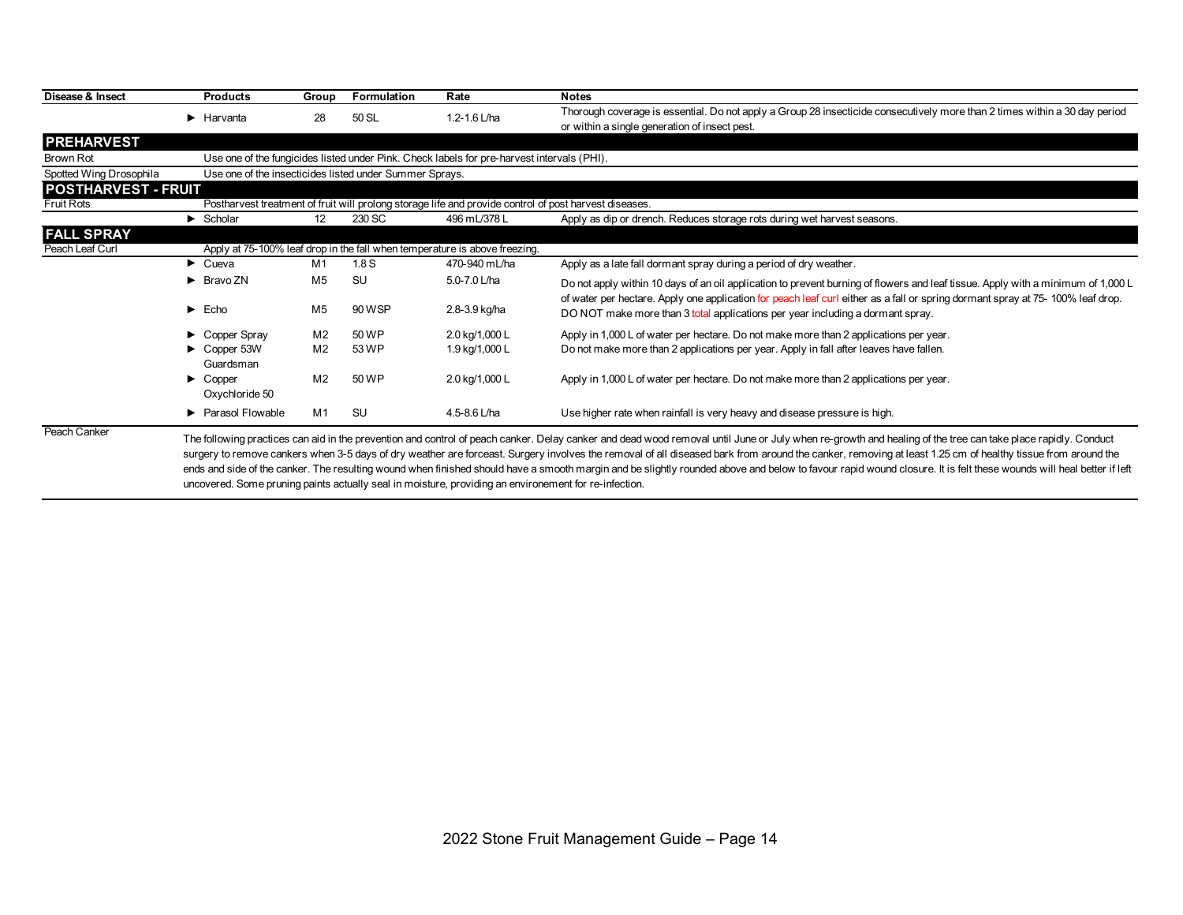| Disease & Insect | Products | Group | Formulation | Rate | Notes |
|---|---|---|---|---|---|
| | ► Harvanta | 28 | 50 SL | 1.2-1.6 L/ha | Thorough coverage is essential. Do not apply a Group 28 insecticide consecutively more than 2 times within a 30 day period or within a single generation of insect pest. |
| **PREHARVEST** | | | | | |
| Brown Rot | Use one of the fungicides listed under Pink. Check labels for pre-harvest intervals (PHI). | | | | |
| Spotted Wing Drosophila | Use one of the insecticides listed under Summer Sprays. | | | | |
| **POSTHARVEST - FRUIT** | | | | | |
| Fruit Rots | Postharvest treatment of fruit will prolong storage life and provide control of post harvest diseases. | | | | |
| | ► Scholar | 12 | 230 SC | 496 mL/378 L | Apply as dip or drench. Reduces storage rots during wet harvest seasons. |
| **FALL SPRAY** | | | | | |
| Peach Leaf Curl | Apply at 75-100% leaf drop in the fall when temperature is above freezing. | | | | |
| | ► Cueva | M1 | 1.8 S | 470-940 mL/ha | Apply as a late fall dormant spray during a period of dry weather. |
| | ► Bravo ZN | M5 | SU | 5.0-7.0 L/ha | Do not apply within 10 days of an oil application to prevent burning of flowers and leaf tissue. Apply with a minimum of 1,000 L of water per hectare. Apply one application for peach leaf curl either as a fall or spring dormant spray at 75- 100% leaf drop. DO NOT make more than 3 total applications per year including a dormant spray. |
| | ► Echo | M5 | 90 WSP | 2.8-3.9 kg/ha | |
| | ► Copper Spray | M2 | 50 WP | 2.0 kg/1,000 L | Apply in 1,000 L of water per hectare. Do not make more than 2 applications per year. |
| | ► Copper 53W Guardsman | M2 | 53 WP | 1.9 kg/1,000 L | Do not make more than 2 applications per year. Apply in fall after leaves have fallen. |
| | ► Copper Oxychloride 50 | M2 | 50 WP | 2.0 kg/1,000 L | Apply in 1,000 L of water per hectare. Do not make more than 2 applications per year. |
| | ► Parasol Flowable | M1 | SU | 4.5-8.6 L/ha | Use higher rate when rainfall is very heavy and disease pressure is high. |
| Peach Canker | The following practices can aid in the prevention and control of peach canker. Delay canker and dead wood removal until June or July when re-growth and healing of the tree can take place rapidly. Conduct surgery to remove cankers when 3-5 days of dry weather are forceast. Surgery involves the removal of all diseased bark from around the canker, removing at least 1.25 cm of healthy tissue from around the ends and side of the canker. The resulting wound when finished should have a smooth margin and be slightly rounded above and below to favour rapid wound closure. It is felt these wounds will heal better if left uncovered. Some pruning paints actually seal in moisture, providing an environement for re-infection. | | | | |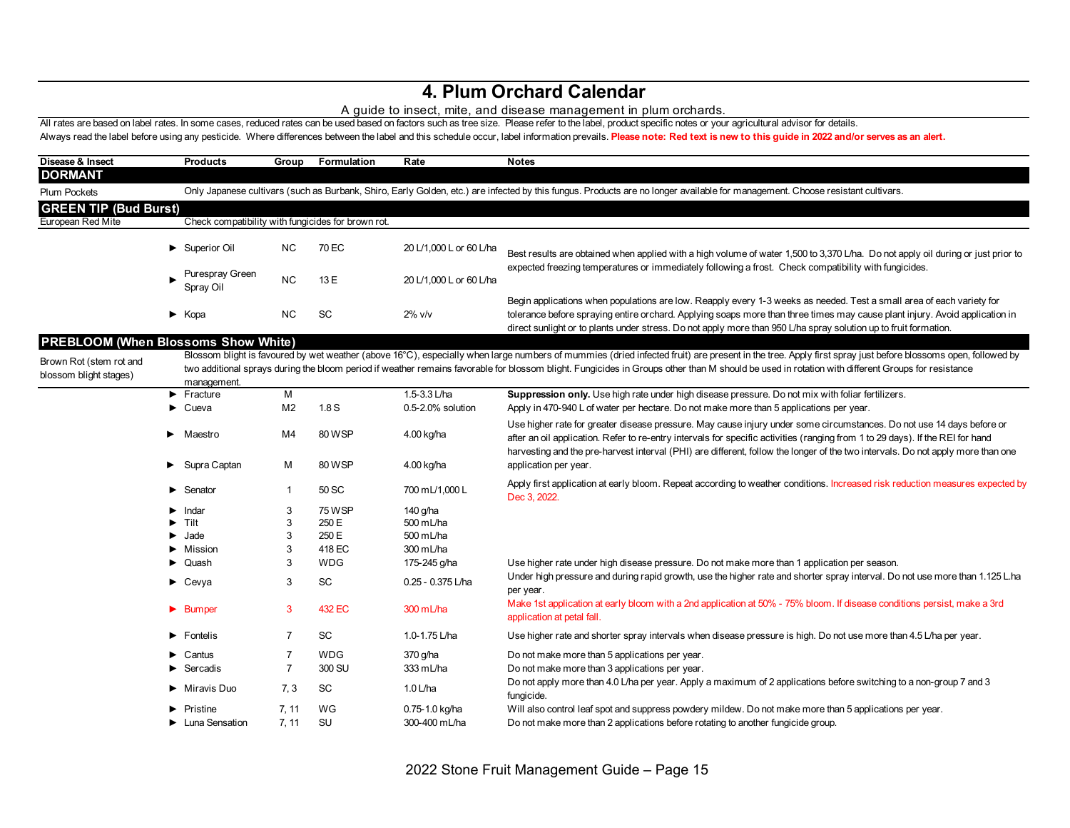# 4. Plum Orchard Calendar

A guide to insect, mite, and disease management in plum orchards.

All rates are based on label rates. In some cases, reduced rates can be used based on factors such as tree size. Please refer to the label, product specific notes or your agricultural advisor for details.

Always read the label before using any pesticide. Where differences between the label and this schedule occur, label information prevails. **Please note: Red text is new to this guide in 2022 and/or serves as an alert.**

| Disease & Insect | Products | Group | Formulation | Rate | Notes |
|---|---|---|---|---|---|
| **DORMANT** | | | | | |
| Plum Pockets | Only Japanese cultivars (such as Burbank, Shiro, Early Golden, etc.) are infected by this fungus. Products are no longer available for management. Choose resistant cultivars. | | | | |
| **GREEN TIP (Bud Burst)** | | | | | |
| European Red Mite | Check compatibility with fungicides for brown rot. | | | | |
| | ► Superior Oil | NC | 70 EC | 20 L/1,000 L or 60 L/ha | Best results are obtained when applied with a high volume of water 1,500 to 3,370 L/ha. Do not apply oil during or just prior to expected freezing temperatures or immediately following a frost. Check compatibility with fungicides. |
| | ► Purespray Green Spray Oil | NC | 13 E | 20 L/1,000 L or 60 L/ha | |
| | ► Kopa | NC | SC | 2% v/v | Begin applications when populations are low. Reapply every 1-3 weeks as needed. Test a small area of each variety for tolerance before spraying entire orchard. Applying soaps more than three times may cause plant injury. Avoid application in direct sunlight or to plants under stress. Do not apply more than 950 L/ha spray solution up to fruit formation. |
| **PREBLOOM (When Blossoms Show White)** | | | | | |
| Brown Rot (stem rot and blossom blight stages) | Blossom blight is favoured by wet weather (above 16°C), especially when large numbers of mummies (dried infected fruit) are present in the tree. Apply first spray just before blossoms open, followed by two additional sprays during the bloom period if weather remains favorable for blossom blight. Fungicides in Groups other than M should be used in rotation with different Groups for resistance management. | | | | |
| | ► Fracture | M | | 1.5-3.3 L/ha | **Suppression only.** Use high rate under high disease pressure. Do not mix with foliar fertilizers. |
| | ► Cueva | M2 | 1.8 S | 0.5-2.0% solution | Apply in 470-940 L of water per hectare. Do not make more than 5 applications per year. |
| | ► Maestro | M4 | 80 WSP | 4.00 kg/ha | Use higher rate for greater disease pressure. May cause injury under some circumstances. Do not use 14 days before or after an oil application. Refer to re-entry intervals for specific activities (ranging from 1 to 29 days). If the REI for hand harvesting and the pre-harvest interval (PHI) are different, follow the longer of the two intervals. Do not apply more than one application per year. |
| | ► Supra Captan | M | 80 WSP | 4.00 kg/ha | |
| | ► Senator | 1 | 50 SC | 700 mL/1,000 L | Apply first application at early bloom. Repeat according to weather conditions. Increased risk reduction measures expected by Dec 3, 2022. |
| | ► Indar | 3 | 75 WSP | 140 g/ha | |
| | ► Tilt | 3 | 250 E | 500 mL/ha | |
| | ► Jade | 3 | 250 E | 500 mL/ha | |
| | ► Mission | 3 | 418 EC | 300 mL/ha | |
| | ► Quash | 3 | WDG | 175-245 g/ha | Use higher rate under high disease pressure. Do not make more than 1 application per season. |
| | ► Cevya | 3 | SC | 0.25 - 0.375 L/ha | Under high pressure and during rapid growth, use the higher rate and shorter spray interval. Do not use more than 1.125 L.ha per year. |
| | ► Bumper | 3 | 432 EC | 300 mL/ha | Make 1st application at early bloom with a 2nd application at 50% - 75% bloom. If disease conditions persist, make a 3rd application at petal fall. |
| | ► Fontelis | 7 | SC | 1.0-1.75 L/ha | Use higher rate and shorter spray intervals when disease pressure is high. Do not use more than 4.5 L/ha per year. |
| | ► Cantus | 7 | WDG | 370 g/ha | Do not make more than 5 applications per year. |
| | ► Sercadis | 7 | 300 SU | 333 mL/ha | Do not make more than 3 applications per year. |
| | ► Miravis Duo | 7, 3 | SC | 1.0 L/ha | Do not apply more than 4.0 L/ha per year. Apply a maximum of 2 applications before switching to a non-group 7 and 3 fungicide. |
| | ► Pristine | 7, 11 | WG | 0.75-1.0 kg/ha | Will also control leaf spot and suppress powdery mildew. Do not make more than 5 applications per year. |
| | ► Luna Sensation | 7, 11 | SU | 300-400 mL/ha | Do not make more than 2 applications before rotating to another fungicide group. |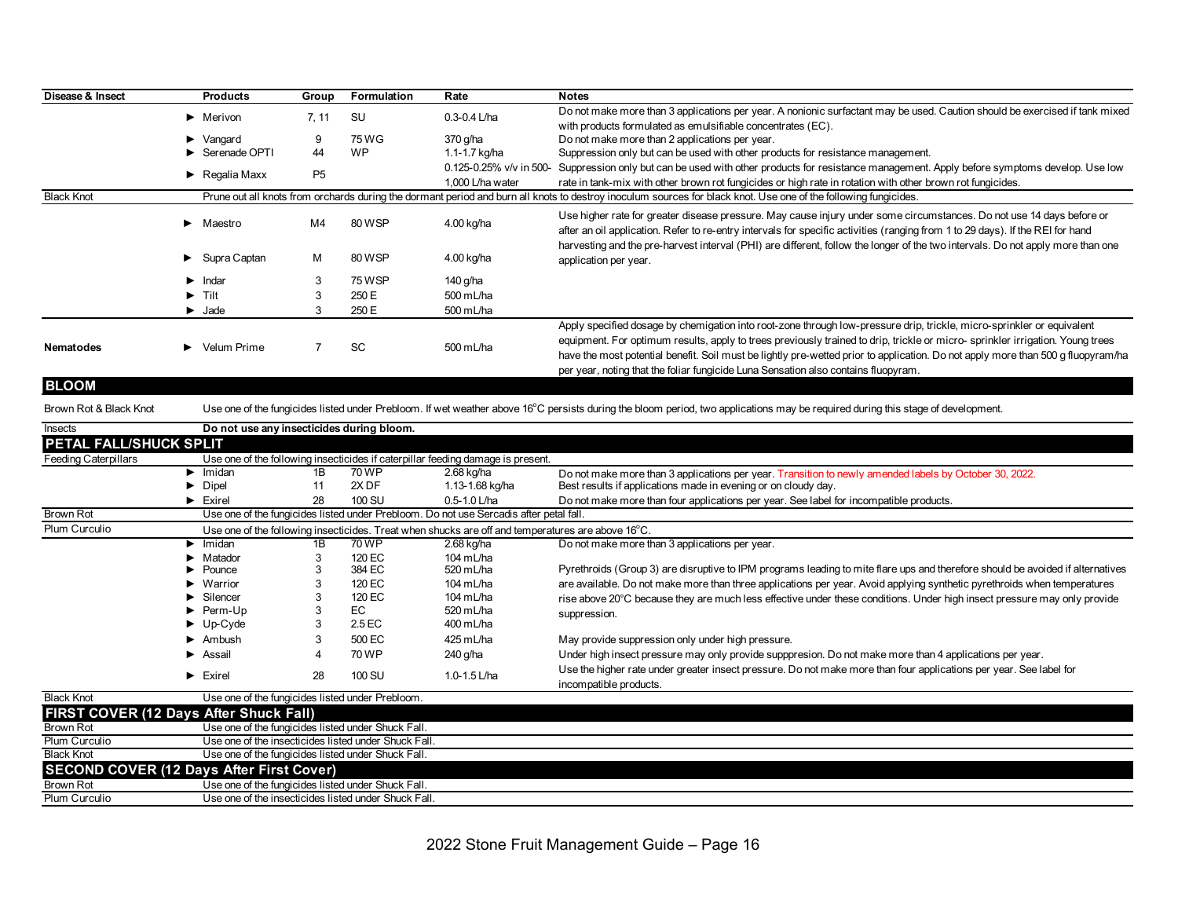| Disease & Insect | Products | Group | Formulation | Rate | Notes |
|---|---|---|---|---|---|
| | ► Merivon | 7, 11 | SU | 0.3-0.4 L/ha | Do not make more than 3 applications per year. A nonionic surfactant may be used. Caution should be exercised if tank mixed with products formulated as emulsifiable concentrates (EC). |
| | ► Vangard | 9 | 75 WG | 370 g/ha | Do not make more than 2 applications per year. |
| | ► Serenade OPTI | 44 | WP | 1.1-1.7 kg/ha | Suppression only but can be used with other products for resistance management. |
| | ► Regalia Maxx | P5 | | 0.125-0.25% v/v in 500-1,000 L/ha water | Suppression only but can be used with other products for resistance management. Apply before symptoms develop. Use low rate in tank-mix with other brown rot fungicides or high rate in rotation with other brown rot fungicides. |
| Black Knot | Prune out all knots from orchards during the dormant period and burn all knots to destroy inoculum sources for black knot. Use one of the following fungicides. | | | | |
| | ► Maestro | M4 | 80 WSP | 4.00 kg/ha | Use higher rate for greater disease pressure. May cause injury under some circumstances. Do not use 14 days before or after an oil application. Refer to re-entry intervals for specific activities (ranging from 1 to 29 days). If the REI for hand harvesting and the pre-harvest interval (PHI) are different, follow the longer of the two intervals. Do not apply more than one application per year. |
| | ► Supra Captan | M | 80 WSP | 4.00 kg/ha | |
| | ► Indar | 3 | 75 WSP | 140 g/ha | |
| | ► Tilt | 3 | 250 E | 500 mL/ha | |
| | ► Jade | 3 | 250 E | 500 mL/ha | |
| **Nematodes** | ► Velum Prime | 7 | SC | 500 mL/ha | Apply specified dosage by chemigation into root-zone through low-pressure drip, trickle, micro-sprinkler or equivalent equipment. For optimum results, apply to trees previously trained to drip, trickle or micro- sprinkler irrigation. Young trees have the most potential benefit. Soil must be lightly pre-wetted prior to application. Do not apply more than 500 g fluopyram/ha per year, noting that the foliar fungicide Luna Sensation also contains fluopyram. |
| **BLOOM** | | | | | |
| Brown Rot & Black Knot | Use one of the fungicides listed under Prebloom. If wet weather above 16°C persists during the bloom period, two applications may be required during this stage of development. | | | | |
| Insects | **Do not use any insecticides during bloom.** | | | | |
| **PETAL FALL/SHUCK SPLIT** | | | | | |
| Feeding Caterpillars | Use one of the following insecticides if caterpillar feeding damage is present. | | | | |
| | ► Imidan | 1B | 70 WP | 2.68 kg/ha | Do not make more than 3 applications per year. Transition to newly amended labels by October 30, 2022. |
| | ► Dipel | 11 | 2X DF | 1.13-1.68 kg/ha | Best results if applications made in evening or on cloudy day. |
| | ► Exirel | 28 | 100 SU | 0.5-1.0 L/ha | Do not make more than four applications per year. See label for incompatible products. |
| Brown Rot | Use one of the fungicides listed under Prebloom. Do not use Sercadis after petal fall. | | | | |
| Plum Curculio | Use one of the following insecticides. Treat when shucks are off and temperatures are above 16°C. | | | | |
| | ► Imidan | 1B | 70 WP | 2.68 kg/ha | Do not make more than 3 applications per year. |
| | ► Matador | 3 | 120 EC | 104 mL/ha | Pyrethroids (Group 3) are disruptive to IPM programs leading to mite flare ups and therefore should be avoided if alternatives are available. Do not make more than three applications per year. Avoid applying synthetic pyrethroids when temperatures rise above 20°C because they are much less effective under these conditions. Under high insect pressure may only provide suppression. |
| | ► Pounce | 3 | 384 EC | 520 mL/ha | |
| | ► Warrior | 3 | 120 EC | 104 mL/ha | |
| | ► Silencer | 3 | 120 EC | 104 mL/ha | |
| | ► Perm-Up | 3 | EC | 520 mL/ha | |
| | ► Up-Cyde | 3 | 2.5 EC | 400 mL/ha | |
| | ► Ambush | 3 | 500 EC | 425 mL/ha | May provide suppression only under high pressure. |
| | ► Assail | 4 | 70 WP | 240 g/ha | Under high insect pressure may only provide suppപresion. Do not make more than 4 applications per year. |
| | ► Exirel | 28 | 100 SU | 1.0-1.5 L/ha | Use the higher rate under greater insect pressure. Do not make more than four applications per year. See label for incompatible products. |
| Black Knot | Use one of the fungicides listed under Prebloom. | | | | |
| **FIRST COVER (12 Days After Shuck Fall)** | | | | | |
| Brown Rot | Use one of the fungicides listed under Shuck Fall. | | | | |
| Plum Curculio | Use one of the insecticides listed under Shuck Fall. | | | | |
| Black Knot | Use one of the fungicides listed under Shuck Fall. | | | | |
| **SECOND COVER (12 Days After First Cover)** | | | | | |
| Brown Rot | Use one of the fungicides listed under Shuck Fall. | | | | |
| Plum Curculio | Use one of the insecticides listed under Shuck Fall. | | | | |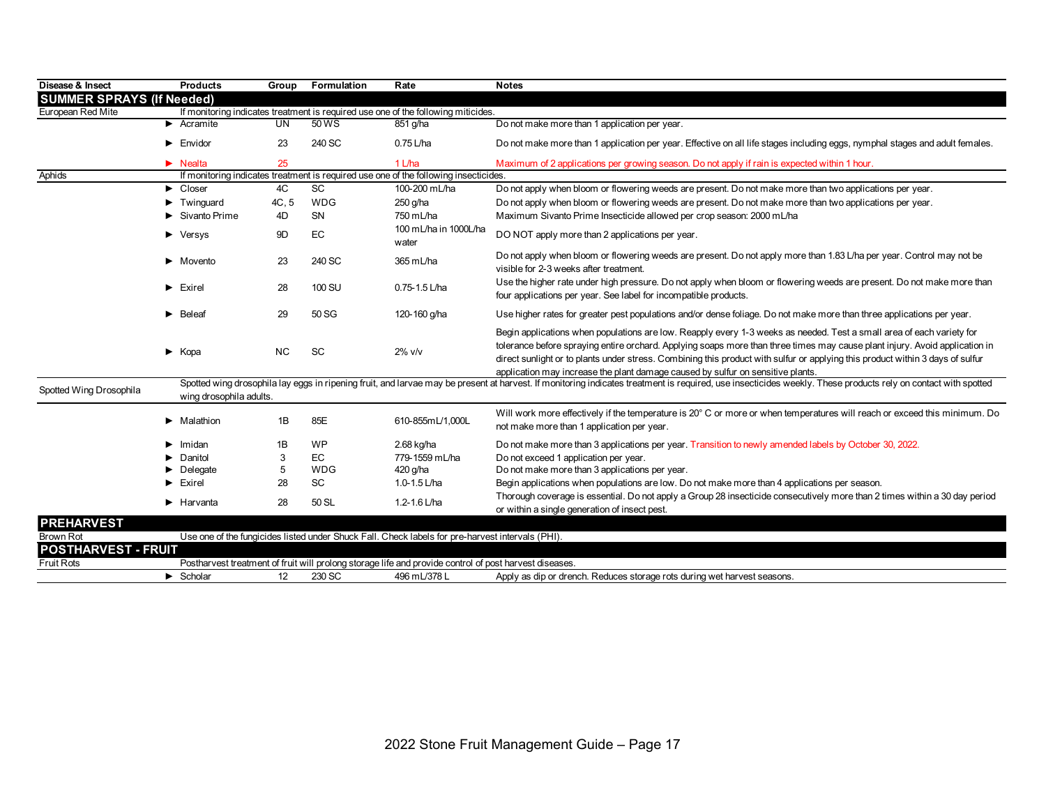| Disease & Insect | Products | Group | Formulation | Rate | Notes |
|---|---|---|---|---|---|
| **SUMMER SPRAYS (If Needed)** | | | | | |
| European Red Mite | If monitoring indicates treatment is required use one of the following miticides. | | | | |
| | ► Acramite | UN | 50 WS | 851 g/ha | Do not make more than 1 application per year. |
| | ► Envidor | 23 | 240 SC | 0.75 L/ha | Do not make more than 1 application per year. Effective on all life stages including eggs, nymphal stages and adult females. |
| | ► Nealta | 25 | | 1 L/ha | Maximum of 2 applications per growing season. Do not apply if rain is expected within 1 hour. |
| Aphids | If monitoring indicates treatment is required use one of the following insecticides. | | | | |
| | ► Closer | 4C | SC | 100-200 mL/ha | Do not apply when bloom or flowering weeds are present. Do not make more than two applications per year. |
| | ► Twinguard | 4C, 5 | WDG | 250 g/ha | Do not apply when bloom or flowering weeds are present. Do not make more than two applications per year. |
| | ► Sivanto Prime | 4D | SN | 750 mL/ha | Maximum Sivanto Prime Insecticide allowed per crop season: 2000 mL/ha |
| | ► Versys | 9D | EC | 100 mL/ha in 1000L/ha water | DO NOT apply more than 2 applications per year. |
| | ► Movento | 23 | 240 SC | 365 mL/ha | Do not apply when bloom or flowering weeds are present. Do not apply more than 1.83 L/ha per year. Control may not be visible for 2-3 weeks after treatment. |
| | ► Exirel | 28 | 100 SU | 0.75-1.5 L/ha | Use the higher rate under high pressure. Do not apply when bloom or flowering weeds are present. Do not make more than four applications per year. See label for incompatible products. |
| | ► Beleaf | 29 | 50 SG | 120-160 g/ha | Use higher rates for greater pest populations and/or dense foliage. Do not make more than three applications per year. |
| | ► Kopa | NC | SC | 2% v/v | Begin applications when populations are low. Reapply every 1-3 weeks as needed. Test a small area of each variety for tolerance before spraying entire orchard. Applying soaps more than three times may cause plant injury. Avoid application in direct sunlight or to plants under stress. Combining this product with sulfur or applying this product within 3 days of sulfur application may increase the plant damage caused by sulfur on sensitive plants. |
| Spotted Wing Drosophila | Spotted wing drosophila lay eggs in ripening fruit, and larvae may be present at harvest. If monitoring indicates treatment is required, use insecticides weekly. These products rely on contact with spotted wing drosophila adults. | | | | |
| | ► Malathion | 1B | 85E | 610-855mL/1,000L | Will work more effectively if the temperature is 20° C or more or when temperatures will reach or exceed this minimum. Do not make more than 1 application per year. |
| | ► Imidan | 1B | WP | 2.68 kg/ha | Do not make more than 3 applications per year. Transition to newly amended labels by October 30, 2022. |
| | ► Danitol | 3 | EC | 779-1559 mL/ha | Do not exceed 1 application per year. |
| | ► Delegate | 5 | WDG | 420 g/ha | Do not make more than 3 applications per year. |
| | ► Exirel | 28 | SC | 1.0-1.5 L/ha | Begin applications when populations are low. Do not make more than 4 applications per season. |
| | ► Harvanta | 28 | 50 SL | 1.2-1.6 L/ha | Thorough coverage is essential. Do not apply a Group 28 insecticide consecutively more than 2 times within a 30 day period or within a single generation of insect pest. |
| **PREHARVEST** | | | | | |
| Brown Rot | Use one of the fungicides listed under Shuck Fall. Check labels for pre-harvest intervals (PHI). | | | | |
| **POSTHARVEST - FRUIT** | | | | | |
| Fruit Rots | Postharvest treatment of fruit will prolong storage life and provide control of post harvest diseases. | | | | |
| | ► Scholar | 12 | 230 SC | 496 mL/378 L | Apply as dip or drench. Reduces storage rots during wet harvest seasons. |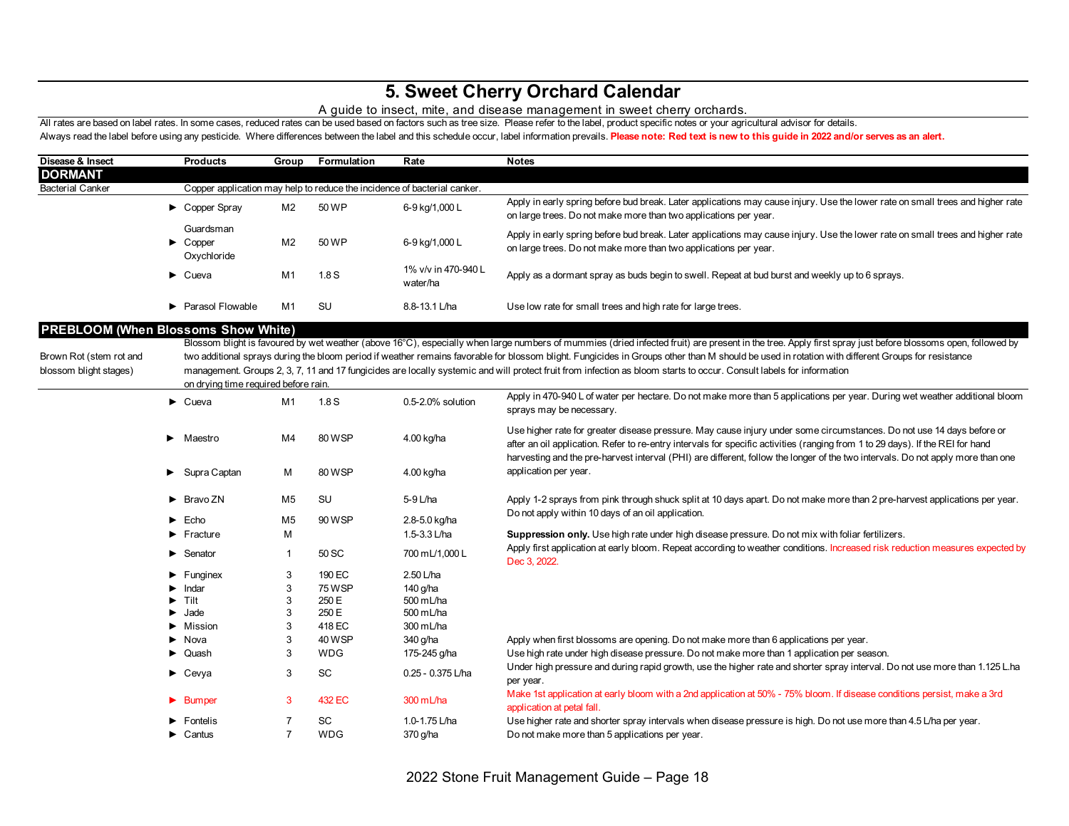# 5. Sweet Cherry Orchard Calendar

A guide to insect, mite, and disease management in sweet cherry orchards.

All rates are based on label rates. In some cases, reduced rates can be used based on factors such as tree size. Please refer to the label, product specific notes or your agricultural advisor for details.

Always read the label before using any pesticide. Where differences between the label and this schedule occur, label information prevails. **Please note: Red text is new to this guide in 2022 and/or serves as an alert.**

| Disease & Insect | Products | Group | Formulation | Rate | Notes |
|---|---|---|---|---|---|
| **DORMANT** | | | | | |
| Bacterial Canker | Copper application may help to reduce the incidence of bacterial canker. | | | | |
| | ► Copper Spray | M2 | 50 WP | 6-9 kg/1,000 L | Apply in early spring before bud break. Later applications may cause injury. Use the lower rate on small trees and higher rate on large trees. Do not make more than two applications per year. |
| | ► Guardsman Copper Oxychloride | M2 | 50 WP | 6-9 kg/1,000 L | Apply in early spring before bud break. Later applications may cause injury. Use the lower rate on small trees and higher rate on large trees. Do not make more than two applications per year. |
| | ► Cueva | M1 | 1.8 S | 1% v/v in 470-940 L water/ha | Apply as a dormant spray as buds begin to swell. Repeat at bud burst and weekly up to 6 sprays. |
| | ► Parasol Flowable | M1 | SU | 8.8-13.1 L/ha | Use low rate for small trees and high rate for large trees. |
| **PREBLOOM (When Blossoms Show White)** | | | | | |
| Brown Rot (stem rot and blossom blight stages) | Blossom blight is favoured by wet weather (above 16°C), especially when large numbers of mummies (dried infected fruit) are present in the tree. Apply first spray just before blossoms open, followed by two additional sprays during the bloom period if weather remains favorable for blossom blight. Fungicides in Groups other than M should be used in rotation with different Groups for resistance management. Groups 2, 3, 7, 11 and 17 fungicides are locally systemic and will protect fruit from infection as bloom starts to occur. Consult labels for information on drying time required before rain. | | | | |
| | ► Cueva | M1 | 1.8 S | 0.5-2.0% solution | Apply in 470-940 L of water per hectare. Do not make more than 5 applications per year. During wet weather additional bloom sprays may be necessary. |
| | ► Maestro | M4 | 80 WSP | 4.00 kg/ha | Use higher rate for greater disease pressure. May cause injury under some circumstances. Do not use 14 days before or after an oil application. Refer to re-entry intervals for specific activities (ranging from 1 to 29 days). If the REI for hand harvesting and the pre-harvest interval (PHI) are different, follow the longer of the two intervals. Do not apply more than one application per year. |
| | ► Supra Captan | M | 80 WSP | 4.00 kg/ha | |
| | ► Bravo ZN | M5 | SU | 5-9 L/ha | Apply 1-2 sprays from pink through shuck split at 10 days apart. Do not make more than 2 pre-harvest applications per year. Do not apply within 10 days of an oil application. |
| | ► Echo | M5 | 90 WSP | 2.8-5.0 kg/ha | |
| | ► Fracture | M | | 1.5-3.3 L/ha | **Suppression only.** Use high rate under high disease pressure. Do not mix with foliar fertilizers. |
| | ► Senator | 1 | 50 SC | 700 mL/1,000 L | Apply first application at early bloom. Repeat according to weather conditions. Increased risk reduction measures expected by Dec 3, 2022. |
| | ► Funginex | 3 | 190 EC | 2.50 L/ha | |
| | ► Indar | 3 | 75 WSP | 140 g/ha | |
| | ► Tilt | 3 | 250 E | 500 mL/ha | |
| | ► Jade | 3 | 250 E | 500 mL/ha | |
| | ► Mission | 3 | 418 EC | 300 mL/ha | |
| | ► Nova | 3 | 40 WSP | 340 g/ha | Apply when first blossoms are opening. Do not make more than 6 applications per year. |
| | ► Quash | 3 | WDG | 175-245 g/ha | Use high rate under high disease pressure. Do not make more than 1 application per season. |
| | ► Cevya | 3 | SC | 0.25 - 0.375 L/ha | Under high pressure and during rapid growth, use the higher rate and shorter spray interval. Do not use more than 1.125 L.ha per year. |
| | ► Bumper | 3 | 432 EC | 300 mL/ha | Make 1st application at early bloom with a 2nd application at 50% - 75% bloom. If disease conditions persist, make a 3rd application at petal fall. |
| | ► Fontelis | 7 | SC | 1.0-1.75 L/ha | Use higher rate and shorter spray intervals when disease pressure is high. Do not use more than 4.5 L/ha per year. |
| | ► Cantus | 7 | WDG | 370 g/ha | Do not make more than 5 applications per year. |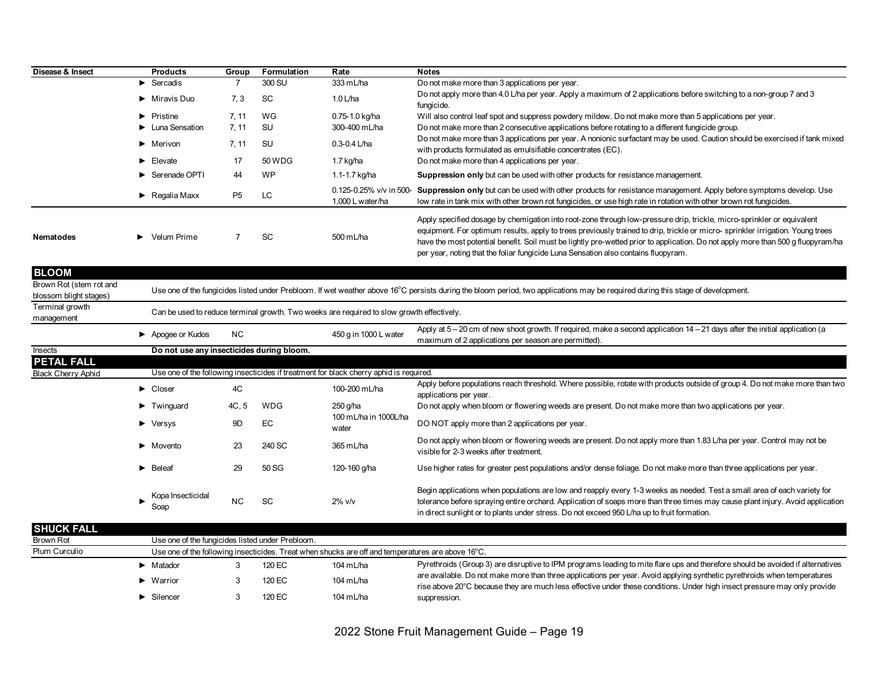| Disease & Insect | Products | Group | Formulation | Rate | Notes |
|---|---|---|---|---|---|
| | ► Sercadis | 7 | 300 SU | 333 mL/ha | Do not make more than 3 applications per year. |
| | ► Miravis Duo | 7, 3 | SC | 1.0 L/ha | Do not apply more than 4.0 L/ha per year. Apply a maximum of 2 applications before switching to a non-group 7 and 3 fungicide. |
| | ► Pristine | 7, 11 | WG | 0.75-1.0 kg/ha | Will also control leaf spot and suppress powdery mildew. Do not make more than 5 applications per year. |
| | ► Luna Sensation | 7, 11 | SU | 300-400 mL/ha | Do not make more than 2 consecutive applications before rotating to a different fungicide group. |
| | ► Merivon | 7, 11 | SU | 0.3-0.4 L/ha | Do not make more than 3 applications per year. A nonionic surfactant may be used. Caution should be exercised if tank mixed with products formulated as emulsifiable concentrates (EC). |
| | ► Elevate | 17 | 50 WDG | 1.7 kg/ha | Do not make more than 4 applications per year. |
| | ► Serenade OPTI | 44 | WP | 1.1-1.7 kg/ha | **Suppression only** but can be used with other products for resistance management. |
| | ► Regalia Maxx | P5 | LC | 0.125-0.25% v/v in 500-1,000 L water/ha | **Suppression only** but can be used with other products for resistance management. Apply before symptoms develop. Use low rate in tank mix with other brown rot fungicides, or use high rate in rotation with other brown rot fungicides. |
| **Nematodes** | ► Velum Prime | 7 | SC | 500 mL/ha | Apply specified dosage by chemigation into root-zone through low-pressure drip, trickle, micro-sprinkler or equivalent equipment. For optimum results, apply to trees previously trained to drip, trickle or micro- sprinkler irrigation. Young trees have the most potential benefit. Soil must be lightly pre-wetted prior to application. Do not apply more than 500 g fluopyram/ha per year, noting that the foliar fungicide Luna Sensation also contains fluopyram. |
| **BLOOM** | | | | | |
| Brown Rot (stem rot and blossom blight stages) | Use one of the fungicides listed under Prebloom. If wet weather above 16°C persists during the bloom period, two applications may be required during this stage of development. | | | | |
| Terminal growth management | Can be used to reduce terminal growth. Two weeks are required to slow growth effectively. | | | | |
| | ► Apogee or Kudos | NC | | 450 g in 1000 L water | Apply at 5 – 20 cm of new shoot growth. If required, make a second application 14 – 21 days after the initial application (a maximum of 2 applications per season are permitted). |
| Insects | **Do not use any insecticides during bloom.** | | | | |
| **PETAL FALL** | | | | | |
| Black Cherry Aphid | Use one of the following insecticides if treatment for black cherry aphid is required. | | | | |
| | ► Closer | 4C | | 100-200 mL/ha | Apply before populations reach threshold. Where possible, rotate with products outside of group 4. Do not make more than two applications per year. |
| | ► Twinguard | 4C, 5 | WDG | 250 g/ha | Do not apply when bloom or flowering weeds are present. Do not make more than two applications per year. |
| | ► Versys | 9D | EC | 100 mL/ha in 1000L/ha water | DO NOT apply more than 2 applications per year. |
| | ► Movento | 23 | 240 SC | 365 mL/ha | Do not apply when bloom or flowering weeds are present. Do not apply more than 1.83 L/ha per year. Control may not be visible for 2-3 weeks after treatment. |
| | ► Beleaf | 29 | 50 SG | 120-160 g/ha | Use higher rates for greater pest populations and/or dense foliage. Do not make more than three applications per year. |
| | ► Kopa Insecticidal Soap | NC | SC | 2% v/v | Begin applications when populations are low and reapply every 1-3 weeks as needed. Test a small area of each variety for tolerance before spraying entire orchard. Application of soaps more than three times may cause plant injury. Avoid application in direct sunlight or to plants under stress. Do not exceed 950 L/ha up to fruit formation. |
| **SHUCK FALL** | | | | | |
| Brown Rot | Use one of the fungicides listed under Prebloom. | | | | |
| Plum Curculio | Use one of the following insecticides. Treat when shucks are off and temperatures are above 16°C. | | | | |
| | ► Matador | 3 | 120 EC | 104 mL/ha | Pyrethroids (Group 3) are disruptive to IPM programs leading to mite flare ups and therefore should be avoided if alternatives are available. Do not make more than three applications per year. Avoid applying synthetic pyrethroids when temperatures rise above 20°C because they are much less effective under these conditions. Under high insect pressure may only provide suppression. |
| | ► Warrior | 3 | 120 EC | 104 mL/ha | |
| | ► Silencer | 3 | 120 EC | 104 mL/ha | |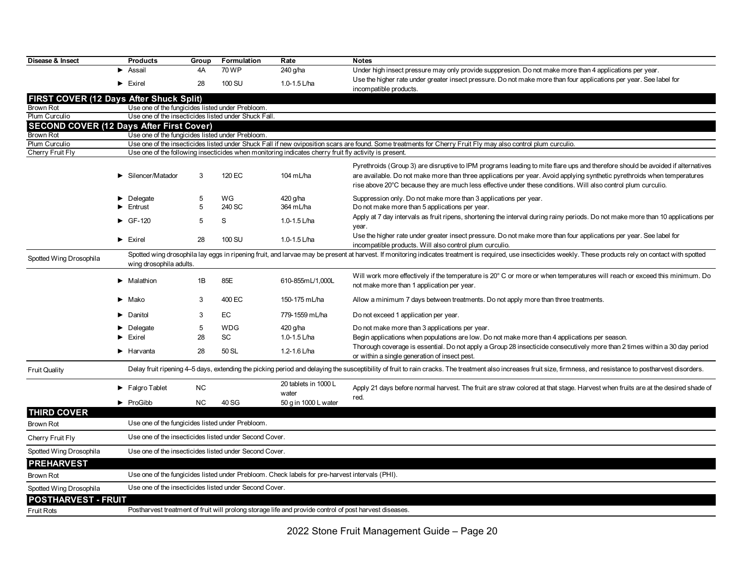| Disease & Insect | Products | Group | Formulation | Rate | Notes |
|---|---|---|---|---|---|
| | ► Assail | 4A | 70 WP | 240 g/ha | Under high insect pressure may only provide supppresion. Do not make more than 4 applications per year. |
| | ► Exirel | 28 | 100 SU | 1.0-1.5 L/ha | Use the higher rate under greater insect pressure. Do not make more than four applications per year. See label for incompatible products. |
| **FIRST COVER (12 Days After Shuck Split)** | | | | | |
| Brown Rot | Use one of the fungicides listed under Prebloom. | | | | |
| Plum Curculio | Use one of the insecticides listed under Shuck Fall. | | | | |
| **SECOND COVER (12 Days After First Cover)** | | | | | |
| Brown Rot | Use one of the fungicides listed under Prebloom. | | | | |
| Plum Curculio | Use one of the insecticides listed under Shuck Fall if new oviposition scars are found. Some treatments for Cherry Fruit Fly may also control plum curculio. | | | | |
| Cherry Fruit Fly | Use one of the following insecticides when monitoring indicates cherry fruit fly activity is present. | | | | |
| | ► Silencer/Matador | 3 | 120 EC | 104 mL/ha | Pyrethroids (Group 3) are disruptive to IPM programs leading to mite flare ups and therefore should be avoided if alternatives are available. Do not make more than three applications per year. Avoid applying synthetic pyrethroids when temperatures rise above 20°C because they are much less effective under these conditions. Will also control plum curculio. |
| | ► Delegate | 5 | WG | 420 g/ha | Suppression only. Do not make more than 3 applications per year. |
| | ► Entrust | 5 | 240 SC | 364 mL/ha | Do not make more than 5 applications per year. |
| | ► GF-120 | 5 | S | 1.0-1.5 L/ha | Apply at 7 day intervals as fruit ripens, shortening the interval during rainy periods. Do not make more than 10 applications per year. |
| | ► Exirel | 28 | 100 SU | 1.0-1.5 L/ha | Use the higher rate under greater insect pressure. Do not make more than four applications per year. See label for incompatible products. Will also control plum curculio. |
| Spotted Wing Drosophila | Spotted wing drosophila lay eggs in ripening fruit, and larvae may be present at harvest. If monitoring indicates treatment is required, use insecticides weekly. These products rely on contact with spotted wing drosophila adults. | | | | |
| | ► Malathion | 1B | 85E | 610-855mL/1,000L | Will work more effectively if the temperature is 20° C or more or when temperatures will reach or exceed this minimum. Do not make more than 1 application per year. |
| | ► Mako | 3 | 400 EC | 150-175 mL/ha | Allow a minimum 7 days between treatments. Do not apply more than three treatments. |
| | ► Danitol | 3 | EC | 779-1559 mL/ha | Do not exceed 1 application per year. |
| | ► Delegate | 5 | WDG | 420 g/ha | Do not make more than 3 applications per year. |
| | ► Exirel | 28 | SC | 1.0-1.5 L/ha | Begin applications when populations are low. Do not make more than 4 applications per season. |
| | ► Harvanta | 28 | 50 SL | 1.2-1.6 L/ha | Thorough coverage is essential. Do not apply a Group 28 insecticide consecutively more than 2 times within a 30 day period or within a single generation of insect pest. |
| Fruit Quality | Delay fruit ripening 4–5 days, extending the picking period and delaying the susceptibility of fruit to rain cracks. The treatment also increases fruit size, firmness, and resistance to postharvest disorders. | | | | |
| | ► Falgro Tablet | NC | | 20 tablets in 1000 L water | Apply 21 days before normal harvest. The fruit are straw colored at that stage. Harvest when fruits are at the desired shade of red. |
| | ► ProGibb | NC | 40 SG | 50 g in 1000 L water | |
| **THIRD COVER** | | | | | |
| Brown Rot | Use one of the fungicides listed under Prebloom. | | | | |
| Cherry Fruit Fly | Use one of the insecticides listed under Second Cover. | | | | |
| Spotted Wing Drosophila | Use one of the insecticides listed under Second Cover. | | | | |
| **PREHARVEST** | | | | | |
| Brown Rot | Use one of the fungicides listed under Prebloom. Check labels for pre-harvest intervals (PHI). | | | | |
| Spotted Wing Drosophila | Use one of the insecticides listed under Second Cover. | | | | |
| **POSTHARVEST - FRUIT** | | | | | |
| Fruit Rots | Postharvest treatment of fruit will prolong storage life and provide control of post harvest diseases. | | | | |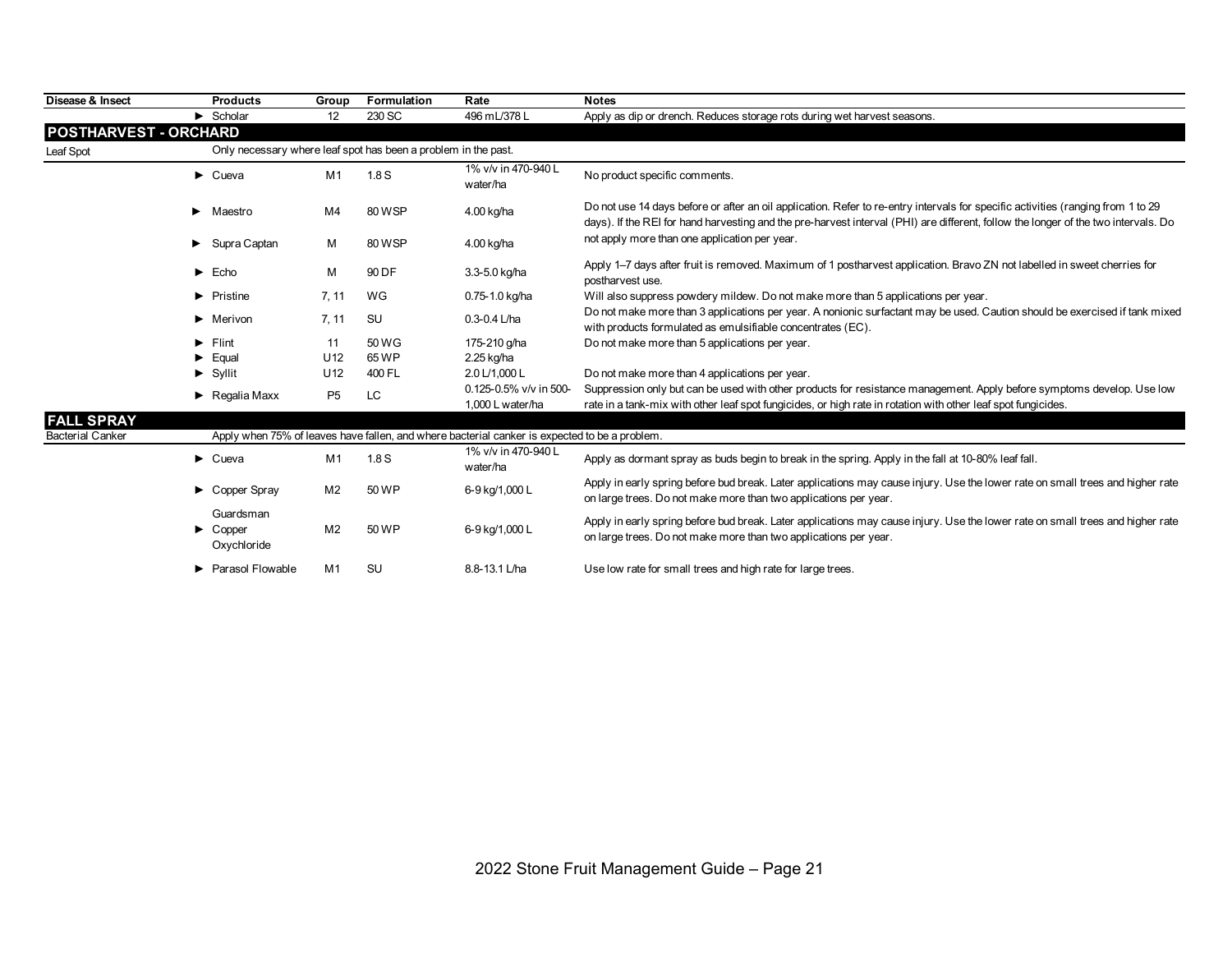| Disease & Insect | Products | Group | Formulation | Rate | Notes |
|---|---|---|---|---|---|
| | ► Scholar | 12 | 230 SC | 496 mL/378 L | Apply as dip or drench. Reduces storage rots during wet harvest seasons. |
| **POSTHARVEST - ORCHARD** | | | | | |
| Leaf Spot | Only necessary where leaf spot has been a problem in the past. | | | | |
| | ► Cueva | M1 | 1.8 S | 1% v/v in 470-940 L water/ha | No product specific comments. |
| | ► Maestro | M4 | 80 WSP | 4.00 kg/ha | Do not use 14 days before or after an oil application. Refer to re-entry intervals for specific activities (ranging from 1 to 29 days). If the REI for hand harvesting and the pre-harvest interval (PHI) are different, follow the longer of the two intervals. Do not apply more than one application per year. |
| | ► Supra Captan | M | 80 WSP | 4.00 kg/ha | |
| | ► Echo | M | 90 DF | 3.3-5.0 kg/ha | Apply 1–7 days after fruit is removed. Maximum of 1 postharvest application. Bravo ZN not labelled in sweet cherries for postharvest use. |
| | ► Pristine | 7, 11 | WG | 0.75-1.0 kg/ha | Will also suppress powdery mildew. Do not make more than 5 applications per year. |
| | ► Merivon | 7, 11 | SU | 0.3-0.4 L/ha | Do not make more than 3 applications per year. A nonionic surfactant may be used. Caution should be exercised if tank mixed with products formulated as emulsifiable concentrates (EC). |
| | ► Flint | 11 | 50 WG | 175-210 g/ha | Do not make more than 5 applications per year. |
| | ► Equal | U12 | 65 WP | 2.25 kg/ha | |
| | ► Syllit | U12 | 400 FL | 2.0 L/1,000 L | Do not make more than 4 applications per year. |
| | ► Regalia Maxx | P5 | LC | 0.125-0.5% v/v in 500-1,000 L water/ha | Suppression only but can be used with other products for resistance management. Apply before symptoms develop. Use low rate in a tank-mix with other leaf spot fungicides, or high rate in rotation with other leaf spot fungicides. |
| **FALL SPRAY** | | | | | |
| Bacterial Canker | Apply when 75% of leaves have fallen, and where bacterial canker is expected to be a problem. | | | | |
| | ► Cueva | M1 | 1.8 S | 1% v/v in 470-940 L water/ha | Apply as dormant spray as buds begin to break in the spring. Apply in the fall at 10-80% leaf fall. |
| | ► Copper Spray | M2 | 50 WP | 6-9 kg/1,000 L | Apply in early spring before bud break. Later applications may cause injury. Use the lower rate on small trees and higher rate on large trees. Do not make more than two applications per year. |
| | ► Guardsman Copper Oxychloride | M2 | 50 WP | 6-9 kg/1,000 L | Apply in early spring before bud break. Later applications may cause injury. Use the lower rate on small trees and higher rate on large trees. Do not make more than two applications per year. |
| | ► Parasol Flowable | M1 | SU | 8.8-13.1 L/ha | Use low rate for small trees and high rate for large trees. |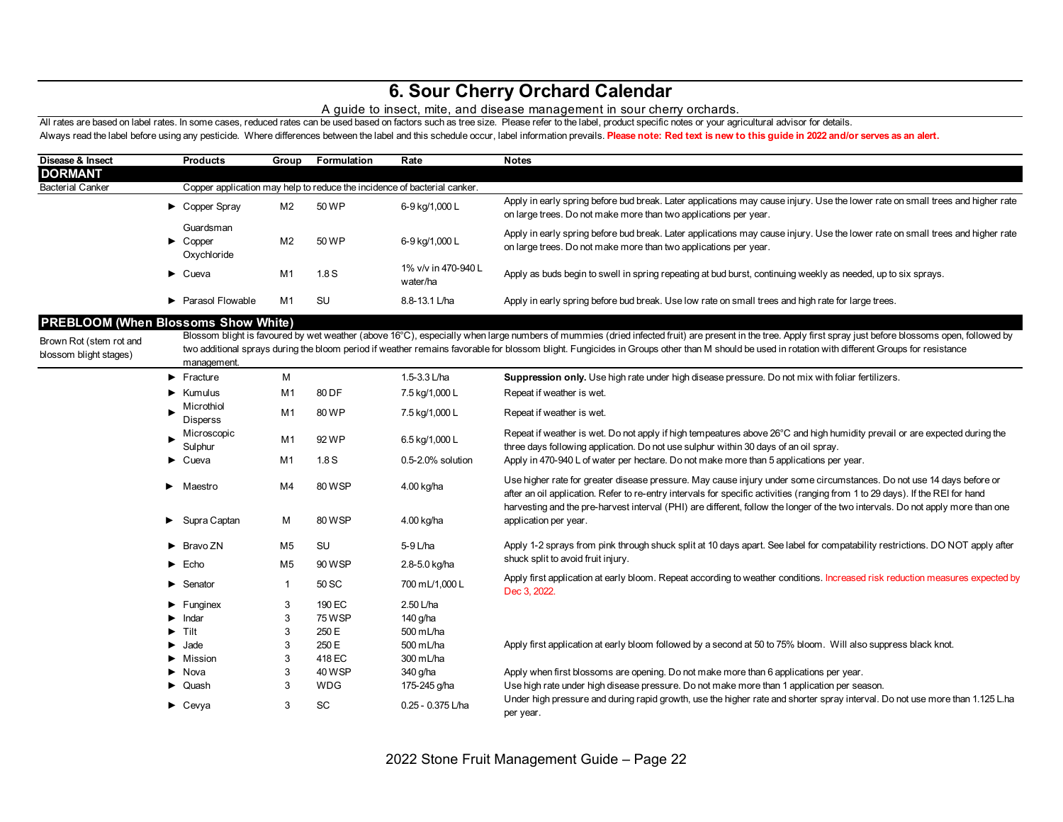# 6. Sour Cherry Orchard Calendar

A guide to insect, mite, and disease management in sour cherry orchards.

All rates are based on label rates. In some cases, reduced rates can be used based on factors such as tree size. Please refer to the label, product specific notes or your agricultural advisor for details.

Always read the label before using any pesticide. Where differences between the label and this schedule occur, label information prevails. **Please note: Red text is new to this guide in 2022 and/or serves as an alert.**

| Disease & Insect | Products | Group | Formulation | Rate | Notes |
|---|---|---|---|---|---|
| **DORMANT** | | | | | |
| Bacterial Canker | Copper application may help to reduce the incidence of bacterial canker. | | | | |
| | ► Copper Spray | M2 | 50 WP | 6-9 kg/1,000 L | Apply in early spring before bud break. Later applications may cause injury. Use the lower rate on small trees and higher rate on large trees. Do not make more than two applications per year. |
| | ► Guardsman Copper Oxychloride | M2 | 50 WP | 6-9 kg/1,000 L | Apply in early spring before bud break. Later applications may cause injury. Use the lower rate on small trees and higher rate on large trees. Do not make more than two applications per year. |
| | ► Cueva | M1 | 1.8 S | 1% v/v in 470-940 L water/ha | Apply as buds begin to swell in spring repeating at bud burst, continuing weekly as needed, up to six sprays. |
| | ► Parasol Flowable | M1 | SU | 8.8-13.1 L/ha | Apply in early spring before bud break. Use low rate on small trees and high rate for large trees. |
| **PREBLOOM (When Blossoms Show White)** | | | | | |
| Brown Rot (stem rot and blossom blight stages) | Blossom blight is favoured by wet weather (above 16°C), especially when large numbers of mummies (dried infected fruit) are present in the tree. Apply first spray just before blossoms open, followed by two additional sprays during the bloom period if weather remains favorable for blossom blight. Fungicides in Groups other than M should be used in rotation with different Groups for resistance management. | | | | |
| | ► Fracture | M | | 1.5-3.3 L/ha | **Suppression only.** Use high rate under high disease pressure. Do not mix with foliar fertilizers. |
| | ► Kumulus | M1 | 80 DF | 7.5 kg/1,000 L | Repeat if weather is wet. |
| | ► Microthiol Disperss | M1 | 80 WP | 7.5 kg/1,000 L | Repeat if weather is wet. |
| | ► Microscopic Sulphur | M1 | 92 WP | 6.5 kg/1,000 L | Repeat if weather is wet. Do not apply if high tempeatures above 26°C and high humidity prevail or are expected during the three days following application. Do not use sulphur within 30 days of an oil spray. |
| | ► Cueva | M1 | 1.8 S | 0.5-2.0% solution | Apply in 470-940 L of water per hectare. Do not make more than 5 applications per year. |
| | ► Maestro | M4 | 80 WSP | 4.00 kg/ha | Use higher rate for greater disease pressure. May cause injury under some circumstances. Do not use 14 days before or after an oil application. Refer to re-entry intervals for specific activities (ranging from 1 to 29 days). If the REI for hand harvesting and the pre-harvest interval (PHI) are different, follow the longer of the two intervals. Do not apply more than one application per year. |
| | ► Supra Captan | M | 80 WSP | 4.00 kg/ha | |
| | ► Bravo ZN | M5 | SU | 5-9 L/ha | Apply 1-2 sprays from pink through shuck split at 10 days apart. See label for compatability restrictions. DO NOT apply after shuck split to avoid fruit injury. |
| | ► Echo | M5 | 90 WSP | 2.8-5.0 kg/ha | |
| | ► Senator | 1 | 50 SC | 700 mL/1,000 L | Apply first application at early bloom. Repeat according to weather conditions. Increased risk reduction measures expected by Dec 3, 2022. |
| | ► Funginex | 3 | 190 EC | 2.50 L/ha | |
| | ► Indar | 3 | 75 WSP | 140 g/ha | |
| | ► Tilt | 3 | 250 E | 500 mL/ha | |
| | ► Jade | 3 | 250 E | 500 mL/ha | Apply first application at early bloom followed by a second at 50 to 75% bloom. Will also suppress black knot. |
| | ► Mission | 3 | 418 EC | 300 mL/ha | |
| | ► Nova | 3 | 40 WSP | 340 g/ha | Apply when first blossoms are opening. Do not make more than 6 applications per year. |
| | ► Quash | 3 | WDG | 175-245 g/ha | Use high rate under high disease pressure. Do not make more than 1 application per season. |
| | ► Cevya | 3 | SC | 0.25 - 0.375 L/ha | Under high pressure and during rapid growth, use the higher rate and shorter spray interval. Do not use more than 1.125 L.ha per year. |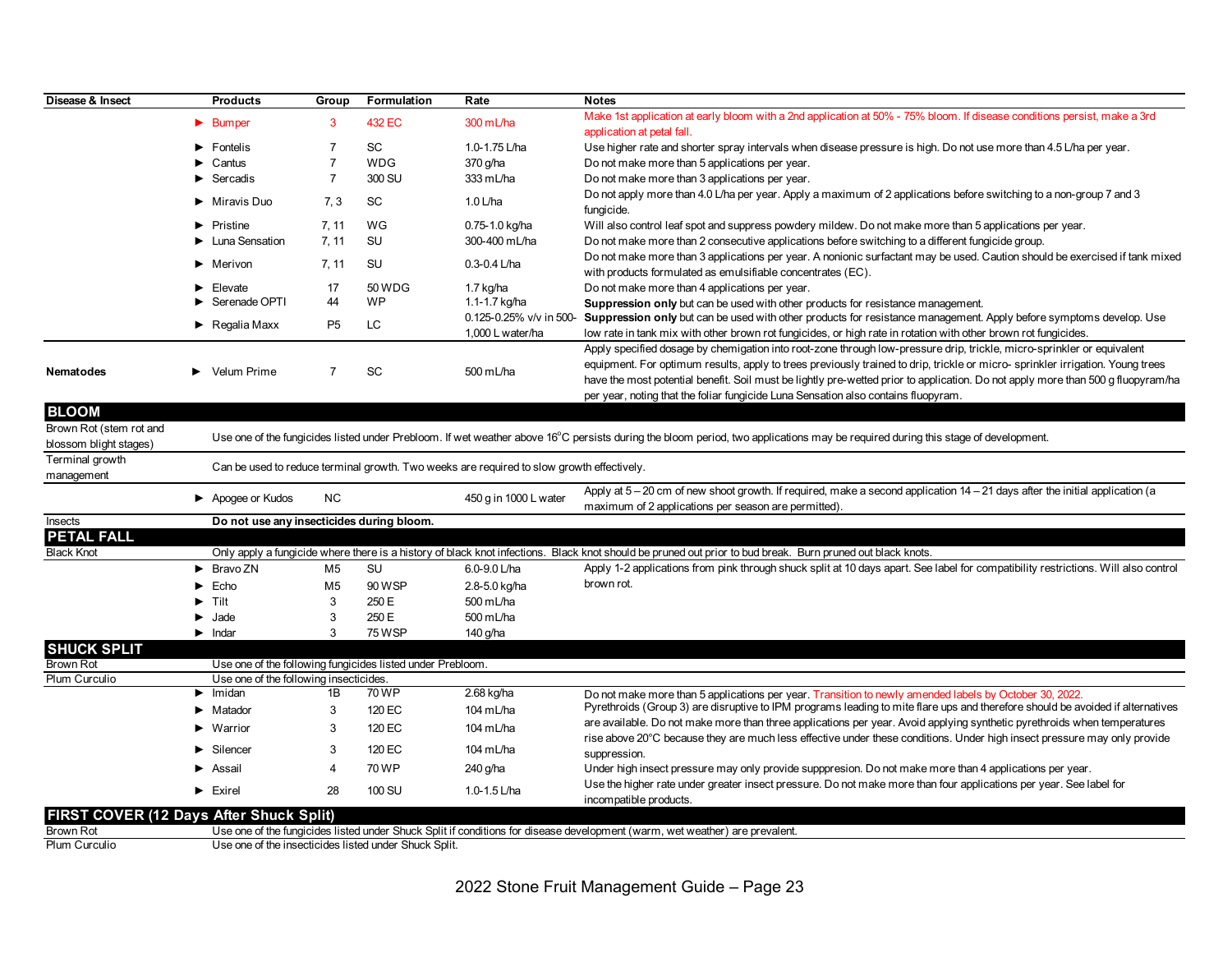| Disease & Insect | Products | Group | Formulation | Rate | Notes |
|---|---|---|---|---|---|
| | ► Bumper | 3 | 432 EC | 300 mL/ha | Make 1st application at early bloom with a 2nd application at 50% - 75% bloom. If disease conditions persist, make a 3rd application at petal fall. |
| | ► Fontelis | 7 | SC | 1.0-1.75 L/ha | Use higher rate and shorter spray intervals when disease pressure is high. Do not use more than 4.5 L/ha per year. |
| | ► Cantus | 7 | WDG | 370 g/ha | Do not make more than 5 applications per year. |
| | ► Sercadis | 7 | 300 SU | 333 mL/ha | Do not make more than 3 applications per year. |
| | ► Miravis Duo | 7, 3 | SC | 1.0 L/ha | Do not apply more than 4.0 L/ha per year. Apply a maximum of 2 applications before switching to a non-group 7 and 3 fungicide. |
| | ► Pristine | 7, 11 | WG | 0.75-1.0 kg/ha | Will also control leaf spot and suppress powdery mildew. Do not make more than 5 applications per year. |
| | ► Luna Sensation | 7, 11 | SU | 300-400 mL/ha | Do not make more than 2 consecutive applications before switching to a different fungicide group. |
| | ► Merivon | 7, 11 | SU | 0.3-0.4 L/ha | Do not make more than 3 applications per year. A nonionic surfactant may be used. Caution should be exercised if tank mixed with products formulated as emulsifiable concentrates (EC). |
| | ► Elevate | 17 | 50 WDG | 1.7 kg/ha | Do not make more than 4 applications per year. |
| | ► Serenade OPTI | 44 | WP | 1.1-1.7 kg/ha | **Suppression only** but can be used with other products for resistance management. |
| | ► Regalia Maxx | P5 | LC | 0.125-0.25% v/v in 500-1,000 L water/ha | **Suppression only** but can be used with other products for resistance management. Apply before symptoms develop. Use low rate in tank mix with other brown rot fungicides, or high rate in rotation with other brown rot fungicides. |
| **Nematodes** | ► Velum Prime | 7 | SC | 500 mL/ha | Apply specified dosage by chemigation into root-zone through low-pressure drip, trickle, micro-sprinkler or equivalent equipment. For optimum results, apply to trees previously trained to drip, trickle or micro- sprinkler irrigation. Young trees have the most potential benefit. Soil must be lightly pre-wetted prior to application. Do not apply more than 500 g fluopyram/ha per year, noting that the foliar fungicide Luna Sensation also contains fluopyram. |
| **BLOOM** | | | | | |
| Brown Rot (stem rot and blossom blight stages) | Use one of the fungicides listed under Prebloom. If wet weather above 16°C persists during the bloom period, two applications may be required during this stage of development. | | | | |
| Terminal growth management | Can be used to reduce terminal growth. Two weeks are required to slow growth effectively. | | | | |
| | ► Apogee or Kudos | NC | | 450 g in 1000 L water | Apply at 5 – 20 cm of new shoot growth. If required, make a second application 14 – 21 days after the initial application (a maximum of 2 applications per season are permitted). |
| Insects | **Do not use any insecticides during bloom.** | | | | |
| **PETAL FALL** | | | | | |
| Black Knot | Only apply a fungicide where there is a history of black knot infections. Black knot should be pruned out prior to bud break. Burn pruned out black knots. | | | | |
| | ► Bravo ZN | M5 | SU | 6.0-9.0 L/ha | Apply 1-2 applications from pink through shuck split at 10 days apart. See label for compatibility restrictions. Will also control brown rot. |
| | ► Echo | M5 | 90 WSP | 2.8-5.0 kg/ha | |
| | ► Tilt | 3 | 250 E | 500 mL/ha | |
| | ► Jade | 3 | 250 E | 500 mL/ha | |
| | ► Indar | 3 | 75 WSP | 140 g/ha | |
| **SHUCK SPLIT** | | | | | |
| Brown Rot | Use one of the following fungicides listed under Prebloom. | | | | |
| Plum Curculio | Use one of the following insecticides. | | | | |
| | ► Imidan | 1B | 70 WP | 2.68 kg/ha | Do not make more than 5 applications per year. Transition to newly amended labels by October 30, 2022. |
| | ► Matador | 3 | 120 EC | 104 mL/ha | Pyrethroids (Group 3) are disruptive to IPM programs leading to mite flare ups and therefore should be avoided if alternatives are available. Do not make more than three applications per year. Avoid applying synthetic pyrethroids when temperatures rise above 20°C because they are much less effective under these conditions. Under high insect pressure may only provide suppression. |
| | ► Warrior | 3 | 120 EC | 104 mL/ha | |
| | ► Silencer | 3 | 120 EC | 104 mL/ha | |
| | ► Assail | 4 | 70 WP | 240 g/ha | Under high insect pressure may only provide supppresion. Do not make more than 4 applications per year. |
| | ► Exirel | 28 | 100 SU | 1.0-1.5 L/ha | Use the higher rate under greater insect pressure. Do not make more than four applications per year. See label for incompatible products. |
| **FIRST COVER (12 Days After Shuck Split)** | | | | | |
| Brown Rot | Use one of the fungicides listed under Shuck Split if conditions for disease development (warm, wet weather) are prevalent. | | | | |
| Plum Curculio | Use one of the insecticides listed under Shuck Split. | | | | |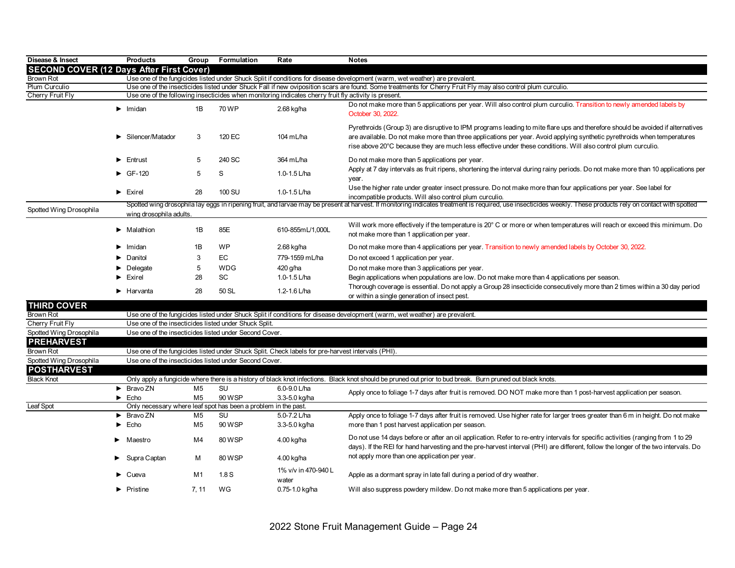| Disease & Insect | Products | Group | Formulation | Rate | Notes |
|---|---|---|---|---|---|
| **SECOND COVER (12 Days After First Cover)** | | | | | |
| Brown Rot | Use one of the fungicides listed under Shuck Split if conditions for disease development (warm, wet weather) are prevalent. | | | | |
| Plum Curculio | Use one of the insecticides listed under Shuck Fall if new oviposition scars are found. Some treatments for Cherry Fruit Fly may also control plum curculio. | | | | |
| Cherry Fruit Fly | Use one of the following insecticides when monitoring indicates cherry fruit fly activity is present. | | | | |
| | ► Imidan | 1B | 70 WP | 2.68 kg/ha | Do not make more than 5 applications per year. Will also control plum curculio. Transition to newly amended labels by October 30, 2022. |
| | ► Silencer/Matador | 3 | 120 EC | 104 mL/ha | Pyrethroids (Group 3) are disruptive to IPM programs leading to mite flare ups and therefore should be avoided if alternatives are available. Do not make more than three applications per year. Avoid applying synthetic pyrethroids when temperatures rise above 20°C because they are much less effective under these conditions. Will also control plum curculio. |
| | ► Entrust | 5 | 240 SC | 364 mL/ha | Do not make more than 5 applications per year. |
| | ► GF-120 | 5 | S | 1.0-1.5 L/ha | Apply at 7 day intervals as fruit ripens, shortening the interval during rainy periods. Do not make more than 10 applications per year. |
| | ► Exirel | 28 | 100 SU | 1.0-1.5 L/ha | Use the higher rate under greater insect pressure. Do not make more than four applications per year. See label for incompatible products. Will also control plum curculio. |
| Spotted Wing Drosophila | Spotted wing drosophila lay eggs in ripening fruit, and larvae may be present at harvest. If monitoring indicates treatment is required, use insecticides weekly. These products rely on contact with spotted wing drosophila adults. | | | | |
| | ► Malathion | 1B | 85E | 610-855mL/1,000L | Will work more effectively if the temperature is 20° C or more or when temperatures will reach or exceed this minimum. Do not make more than 1 application per year. |
| | ► Imidan | 1B | WP | 2.68 kg/ha | Do not make more than 4 applications per year. Transition to newly amended labels by October 30, 2022. |
| | ► Danitol | 3 | EC | 779-1559 mL/ha | Do not exceed 1 application per year. |
| | ► Delegate | 5 | WDG | 420 g/ha | Do not make more than 3 applications per year. |
| | ► Exirel | 28 | SC | 1.0-1.5 L/ha | Begin applications when populations are low. Do not make more than 4 applications per season. |
| | ► Harvanta | 28 | 50 SL | 1.2-1.6 L/ha | Thorough coverage is essential. Do not apply a Group 28 insecticide consecutively more than 2 times within a 30 day period or within a single generation of insect pest. |
| **THIRD COVER** | | | | | |
| Brown Rot | Use one of the fungicides listed under Shuck Split if conditions for disease development (warm, wet weather) are prevalent. | | | | |
| Cherry Fruit Fly | Use one of the insecticides listed under Shuck Split. | | | | |
| Spotted Wing Drosophila | Use one of the insecticides listed under Second Cover. | | | | |
| **PREHARVEST** | | | | | |
| Brown Rot | Use one of the fungicides listed under Shuck Split. Check labels for pre-harvest intervals (PHI). | | | | |
| Spotted Wing Drosophila | Use one of the insecticides listed under Second Cover. | | | | |
| **POSTHARVEST** | | | | | |
| Black Knot | Only apply a fungicide where there is a history of black knot infections. Black knot should be pruned out prior to bud break. Burn pruned out black knots. | | | | |
| | ► Bravo ZN | M5 | SU | 6.0-9.0 L/ha | Apply once to foliage 1-7 days after fruit is removed. DO NOT make more than 1 post-harvest application per season. |
| | ► Echo | M5 | 90 WSP | 3.3-5.0 kg/ha | |
| Leaf Spot | Only necessary where leaf spot has been a problem in the past. | | | | |
| | ► Bravo ZN | M5 | SU | 5.0-7.2 L/ha | Apply once to foliage 1-7 days after fruit is removed. Use higher rate for larger trees greater than 6 m in height. Do not make more than 1 post harvest application per season. |
| | ► Echo | M5 | 90 WSP | 3.3-5.0 kg/ha | |
| | ► Maestro | M4 | 80 WSP | 4.00 kg/ha | Do not use 14 days before or after an oil application. Refer to re-entry intervals for specific activities (ranging from 1 to 29 days). If the REI for hand harvesting and the pre-harvest interval (PHI) are different, follow the longer of the two intervals. Do not apply more than one application per year. |
| | ► Supra Captan | M | 80 WSP | 4.00 kg/ha | |
| | ► Cueva | M1 | 1.8 S | 1% v/v in 470-940 L water | Apple as a dormant spray in late fall during a period of dry weather. |
| | ► Pristine | 7, 11 | WG | 0.75-1.0 kg/ha | Will also suppress powdery mildew. Do not make more than 5 applications per year. |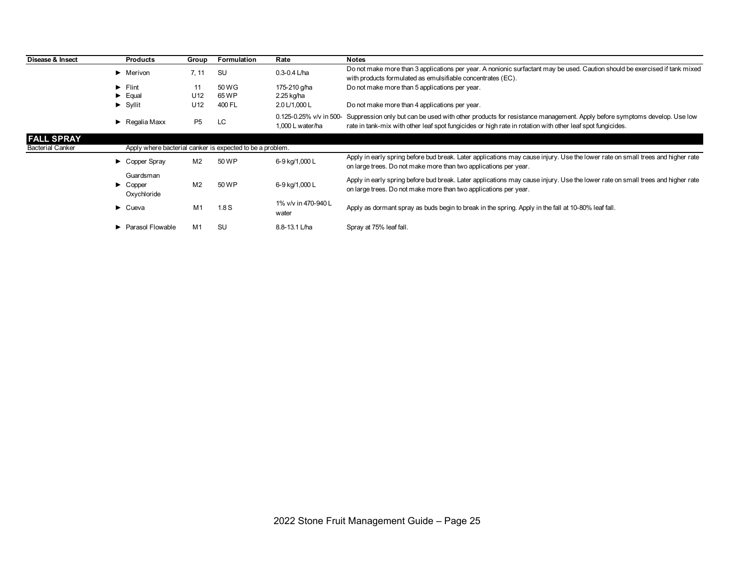| Disease & Insect | Products | Group | Formulation | Rate | Notes |
|---|---|---|---|---|---|
| | ► Merivon | 7, 11 | SU | 0.3-0.4 L/ha | Do not make more than 3 applications per year. A nonionic surfactant may be used. Caution should be exercised if tank mixed with products formulated as emulsifiable concentrates (EC). |
| | ► Flint | 11 | 50 WG | 175-210 g/ha | Do not make more than 5 applications per year. |
| | ► Equal | U12 | 65 WP | 2.25 kg/ha | |
| | ► Syllit | U12 | 400 FL | 2.0 L/1,000 L | Do not make more than 4 applications per year. |
| | ► Regalia Maxx | P5 | LC | 0.125-0.25% v/v in 500-1,000 L water/ha | Suppression only but can be used with other products for resistance management. Apply before symptoms develop. Use low rate in tank-mix with other leaf spot fungicides or high rate in rotation with other leaf spot fungicides. |
| **FALL SPRAY** | | | | | |
| Bacterial Canker | Apply where bacterial canker is expected to be a problem. | | | | |
| | ► Copper Spray | M2 | 50 WP | 6-9 kg/1,000 L | Apply in early spring before bud break. Later applications may cause injury. Use the lower rate on small trees and higher rate on large trees. Do not make more than two applications per year. |
| | ► Guardsman Copper Oxychloride | M2 | 50 WP | 6-9 kg/1,000 L | Apply in early spring before bud break. Later applications may cause injury. Use the lower rate on small trees and higher rate on large trees. Do not make more than two applications per year. |
| | ► Cueva | M1 | 1.8 S | 1% v/v in 470-940 L water | Apply as dormant spray as buds begin to break in the spring. Apply in the fall at 10-80% leaf fall. |
| | ► Parasol Flowable | M1 | SU | 8.8-13.1 L/ha | Spray at 75% leaf fall. |